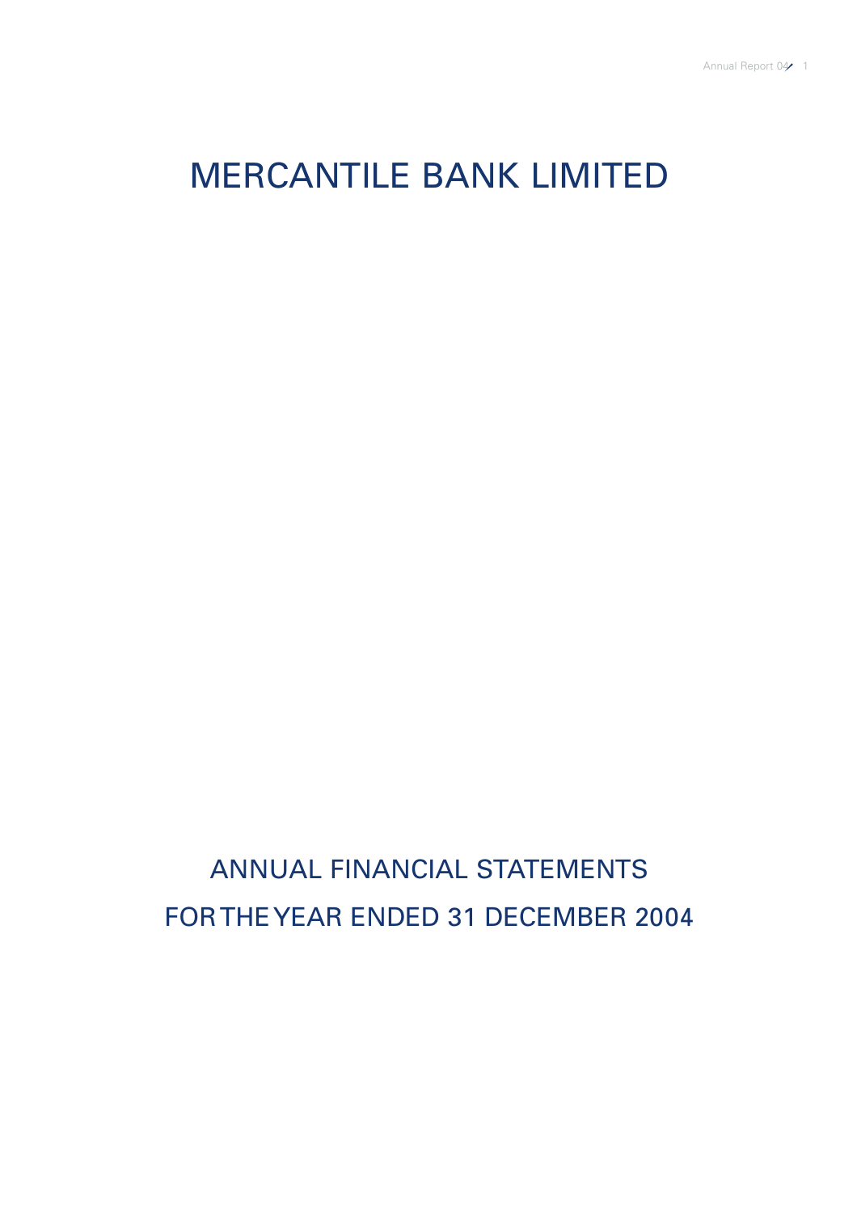# MERCANTILE BANK LIMITED

## ANNUAL FINANCIAL STATEMENTS
## FOR THE YEAR ENDED 31 DECEMBER 2004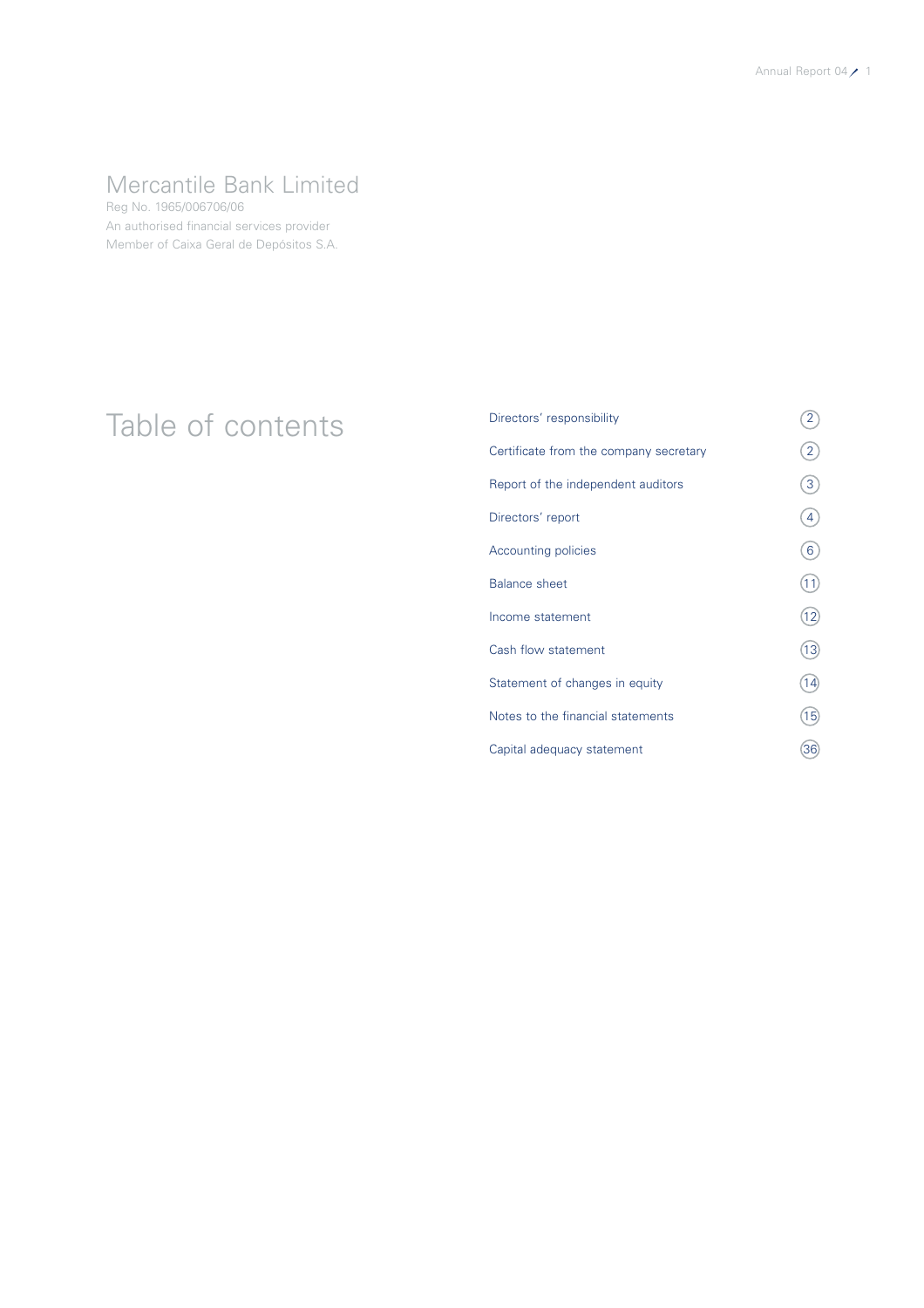# Mercantile Bank Limited

Reg No. 1965/006706/06
An authorised financial services provider
Member of Caixa Geral de Depósitos S.A.

## Table of contents

| | |
|---|---|
| Directors' responsibility | 2 |
| Certificate from the company secretary | 2 |
| Report of the independent auditors | 3 |
| Directors' report | 4 |
| Accounting policies | 6 |
| Balance sheet | 11 |
| Income statement | 12 |
| Cash flow statement | 13 |
| Statement of changes in equity | 14 |
| Notes to the financial statements | 15 |
| Capital adequacy statement | 36 |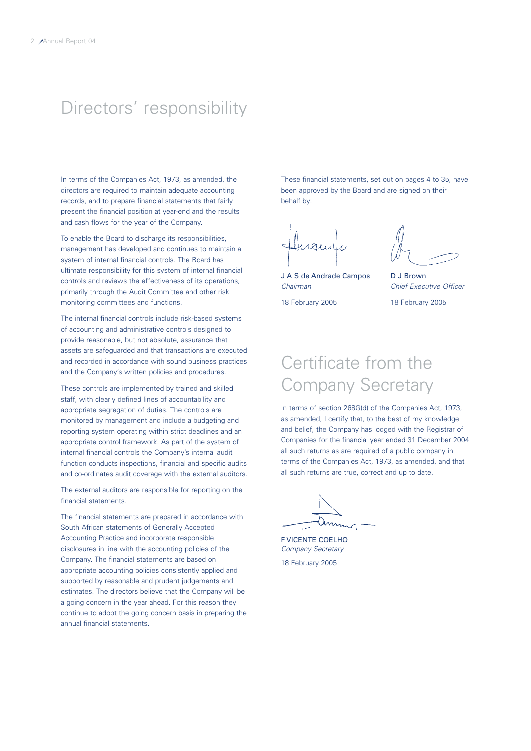# Directors' responsibility

In terms of the Companies Act, 1973, as amended, the directors are required to maintain adequate accounting records, and to prepare financial statements that fairly present the financial position at year-end and the results and cash flows for the year of the Company.

To enable the Board to discharge its responsibilities, management has developed and continues to maintain a system of internal financial controls. The Board has ultimate responsibility for this system of internal financial controls and reviews the effectiveness of its operations, primarily through the Audit Committee and other risk monitoring committees and functions.

The internal financial controls include risk-based systems of accounting and administrative controls designed to provide reasonable, but not absolute, assurance that assets are safeguarded and that transactions are executed and recorded in accordance with sound business practices and the Company's written policies and procedures.

These controls are implemented by trained and skilled staff, with clearly defined lines of accountability and appropriate segregation of duties. The controls are monitored by management and include a budgeting and reporting system operating within strict deadlines and an appropriate control framework. As part of the system of internal financial controls the Company's internal audit function conducts inspections, financial and specific audits and co-ordinates audit coverage with the external auditors.

The external auditors are responsible for reporting on the financial statements.

The financial statements are prepared in accordance with South African statements of Generally Accepted Accounting Practice and incorporate responsible disclosures in line with the accounting policies of the Company. The financial statements are based on appropriate accounting policies consistently applied and supported by reasonable and prudent judgements and estimates. The directors believe that the Company will be a going concern in the year ahead. For this reason they continue to adopt the going concern basis in preparing the annual financial statements.

These financial statements, set out on pages 4 to 35, have been approved by the Board and are signed on their behalf by:

J A S de Andrade Campos
*Chairman*

18 February 2005

D J Brown
*Chief Executive Officer*

18 February 2005

# Certificate from the Company Secretary

In terms of section 268G(d) of the Companies Act, 1973, as amended, I certify that, to the best of my knowledge and belief, the Company has lodged with the Registrar of Companies for the financial year ended 31 December 2004 all such returns as are required of a public company in terms of the Companies Act, 1973, as amended, and that all such returns are true, correct and up to date.

F VICENTE COELHO
*Company Secretary*

18 February 2005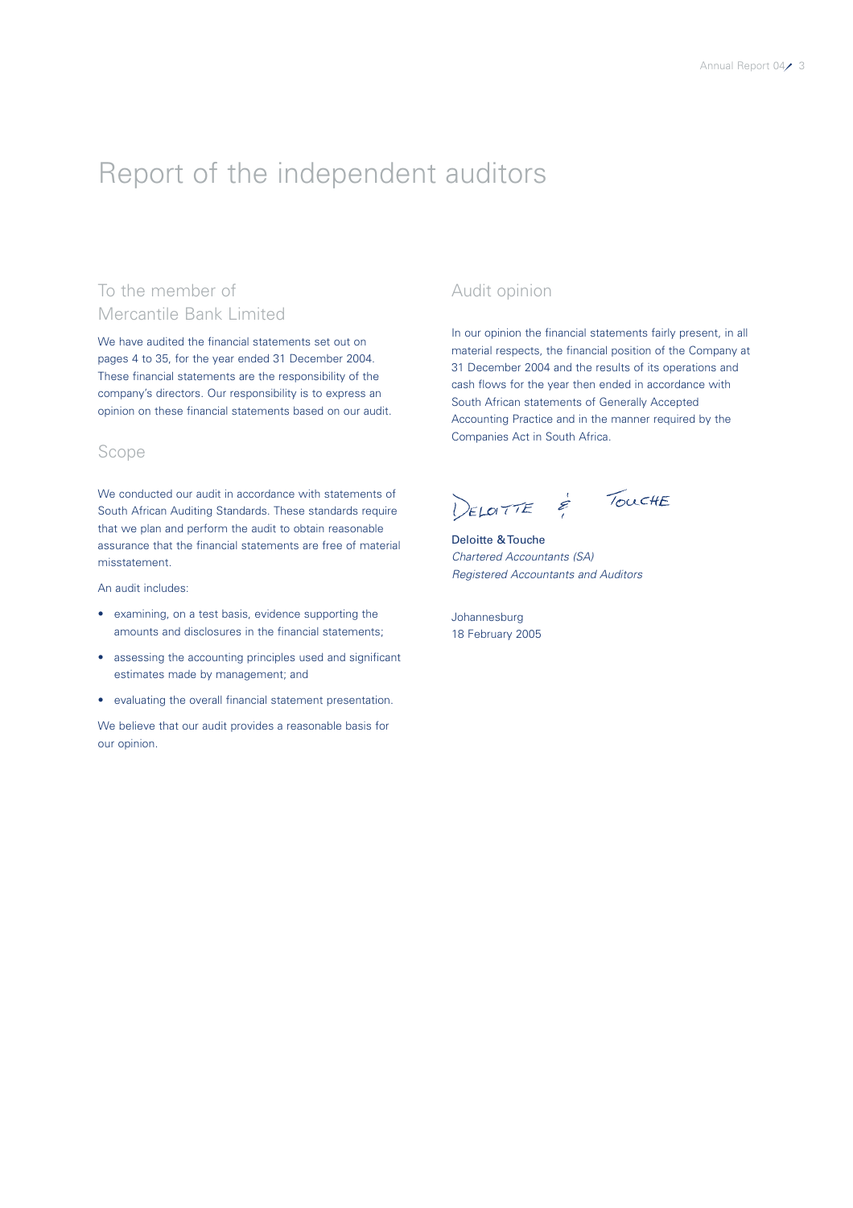# Report of the independent auditors

## To the member of Mercantile Bank Limited

We have audited the financial statements set out on pages 4 to 35, for the year ended 31 December 2004. These financial statements are the responsibility of the company's directors. Our responsibility is to express an opinion on these financial statements based on our audit.

## Scope

We conducted our audit in accordance with statements of South African Auditing Standards. These standards require that we plan and perform the audit to obtain reasonable assurance that the financial statements are free of material misstatement.

An audit includes:

- examining, on a test basis, evidence supporting the amounts and disclosures in the financial statements;
- assessing the accounting principles used and significant estimates made by management; and
- evaluating the overall financial statement presentation.

We believe that our audit provides a reasonable basis for our opinion.

## Audit opinion

In our opinion the financial statements fairly present, in all material respects, the financial position of the Company at 31 December 2004 and the results of its operations and cash flows for the year then ended in accordance with South African statements of Generally Accepted Accounting Practice and in the manner required by the Companies Act in South Africa.

Deloitte & Touche

Deloitte & Touche
*Chartered Accountants (SA)*
*Registered Accountants and Auditors*

Johannesburg
18 February 2005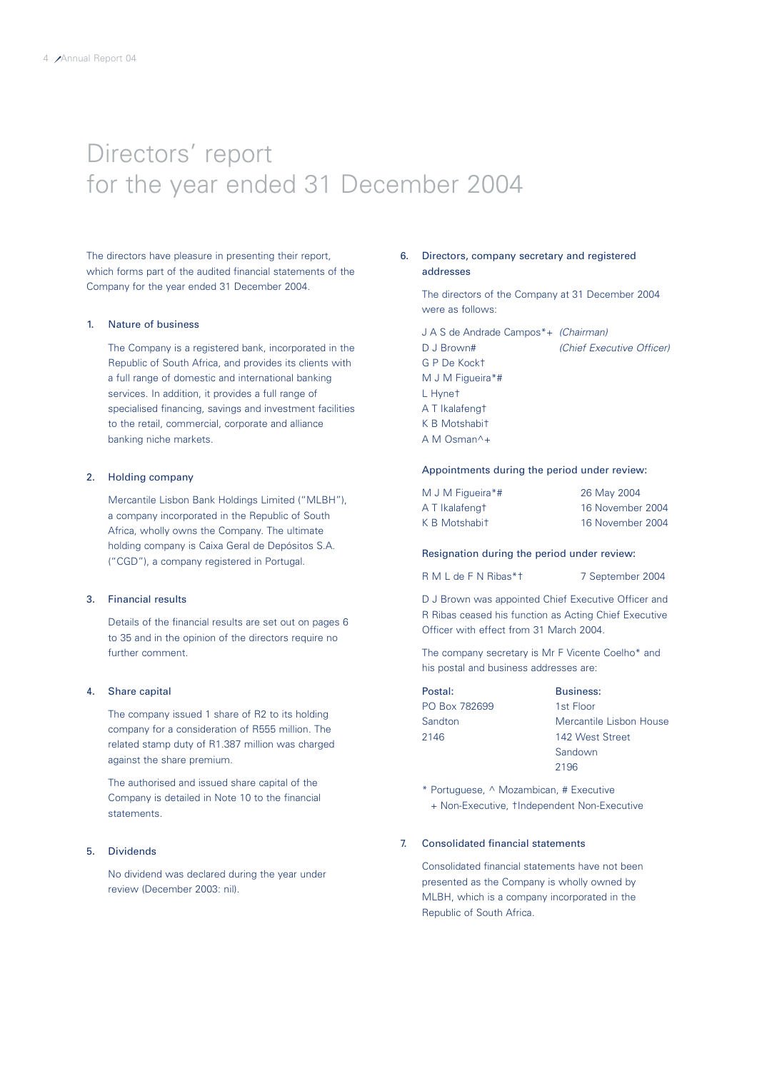# Directors' report for the year ended 31 December 2004

The directors have pleasure in presenting their report, which forms part of the audited financial statements of the Company for the year ended 31 December 2004.

## 1. Nature of business

The Company is a registered bank, incorporated in the Republic of South Africa, and provides its clients with a full range of domestic and international banking services. In addition, it provides a full range of specialised financing, savings and investment facilities to the retail, commercial, corporate and alliance banking niche markets.

## 2. Holding company

Mercantile Lisbon Bank Holdings Limited ("MLBH"), a company incorporated in the Republic of South Africa, wholly owns the Company. The ultimate holding company is Caixa Geral de Depósitos S.A. ("CGD"), a company registered in Portugal.

## 3. Financial results

Details of the financial results are set out on pages 6 to 35 and in the opinion of the directors require no further comment.

## 4. Share capital

The company issued 1 share of R2 to its holding company for a consideration of R555 million. The related stamp duty of R1.387 million was charged against the share premium.

The authorised and issued share capital of the Company is detailed in Note 10 to the financial statements.

## 5. Dividends

No dividend was declared during the year under review (December 2003: nil).

## 6. Directors, company secretary and registered addresses

The directors of the Company at 31 December 2004 were as follows:

| | |
|---|---|
| J A S de Andrade Campos*+ | *(Chairman)* |
| D J Brown# | *(Chief Executive Officer)* |
| G P De Kock† | |
| M J M Figueira*# | |
| L Hyne† | |
| A T Ikalafeng† | |
| K B Motshabi† | |
| A M Osman^+ | |

**Appointments during the period under review:**

| | |
|---|---|
| M J M Figueira*# | 26 May 2004 |
| A T Ikalafeng† | 16 November 2004 |
| K B Motshabi† | 16 November 2004 |

**Resignation during the period under review:**

| | |
|---|---|
| R M L de F N Ribas*† | 7 September 2004 |

D J Brown was appointed Chief Executive Officer and R Ribas ceased his function as Acting Chief Executive Officer with effect from 31 March 2004.

The company secretary is Mr F Vicente Coelho* and his postal and business addresses are:

| Postal: | Business: |
|---|---|
| PO Box 782699 | 1st Floor |
| Sandton | Mercantile Lisbon House |
| 2146 | 142 West Street |
| | Sandown |
| | 2196 |

\* Portuguese, ^ Mozambican, # Executive
+ Non-Executive, †Independent Non-Executive

## 7. Consolidated financial statements

Consolidated financial statements have not been presented as the Company is wholly owned by MLBH, which is a company incorporated in the Republic of South Africa.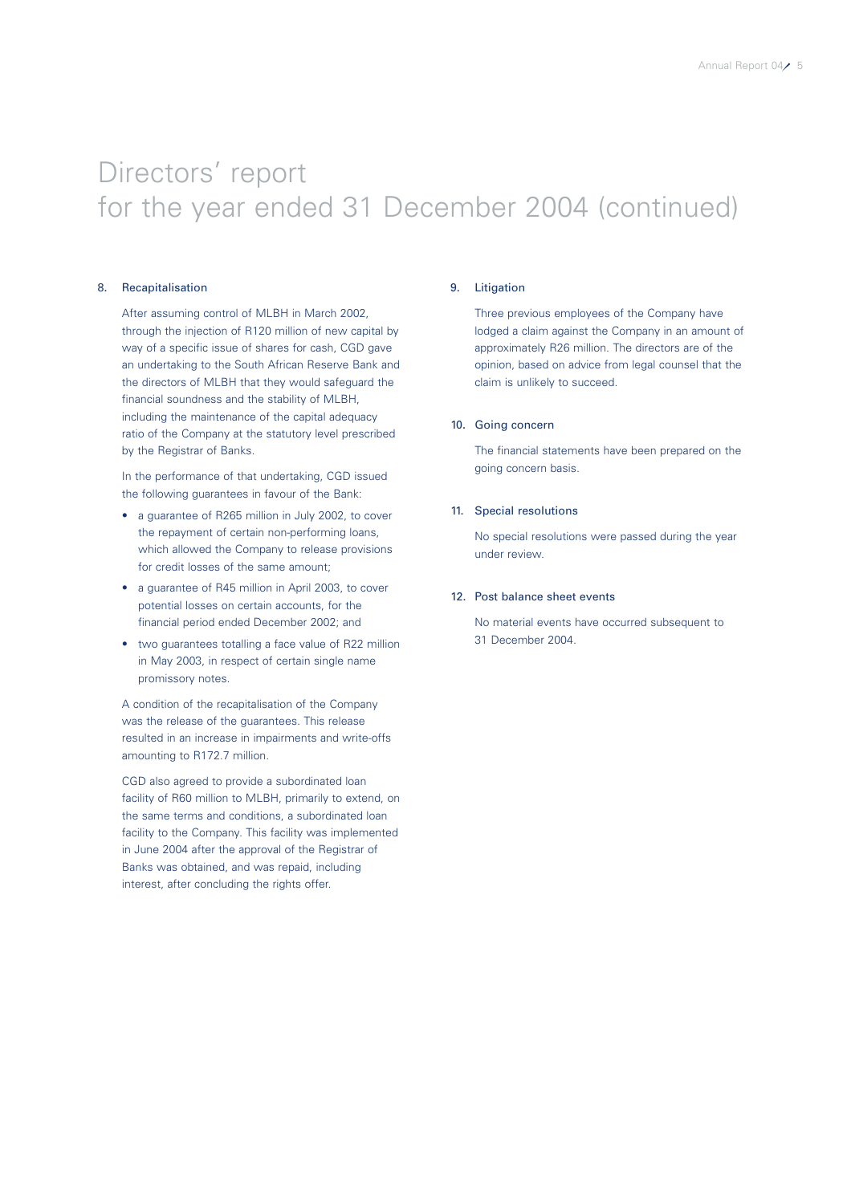# Directors' report for the year ended 31 December 2004 (continued)

## 8. Recapitalisation

After assuming control of MLBH in March 2002, through the injection of R120 million of new capital by way of a specific issue of shares for cash, CGD gave an undertaking to the South African Reserve Bank and the directors of MLBH that they would safeguard the financial soundness and the stability of MLBH, including the maintenance of the capital adequacy ratio of the Company at the statutory level prescribed by the Registrar of Banks.

In the performance of that undertaking, CGD issued the following guarantees in favour of the Bank:

- a guarantee of R265 million in July 2002, to cover the repayment of certain non-performing loans, which allowed the Company to release provisions for credit losses of the same amount;
- a guarantee of R45 million in April 2003, to cover potential losses on certain accounts, for the financial period ended December 2002; and
- two guarantees totalling a face value of R22 million in May 2003, in respect of certain single name promissory notes.

A condition of the recapitalisation of the Company was the release of the guarantees. This release resulted in an increase in impairments and write-offs amounting to R172.7 million.

CGD also agreed to provide a subordinated loan facility of R60 million to MLBH, primarily to extend, on the same terms and conditions, a subordinated loan facility to the Company. This facility was implemented in June 2004 after the approval of the Registrar of Banks was obtained, and was repaid, including interest, after concluding the rights offer.

## 9. Litigation

Three previous employees of the Company have lodged a claim against the Company in an amount of approximately R26 million. The directors are of the opinion, based on advice from legal counsel that the claim is unlikely to succeed.

## 10. Going concern

The financial statements have been prepared on the going concern basis.

## 11. Special resolutions

No special resolutions were passed during the year under review.

## 12. Post balance sheet events

No material events have occurred subsequent to 31 December 2004.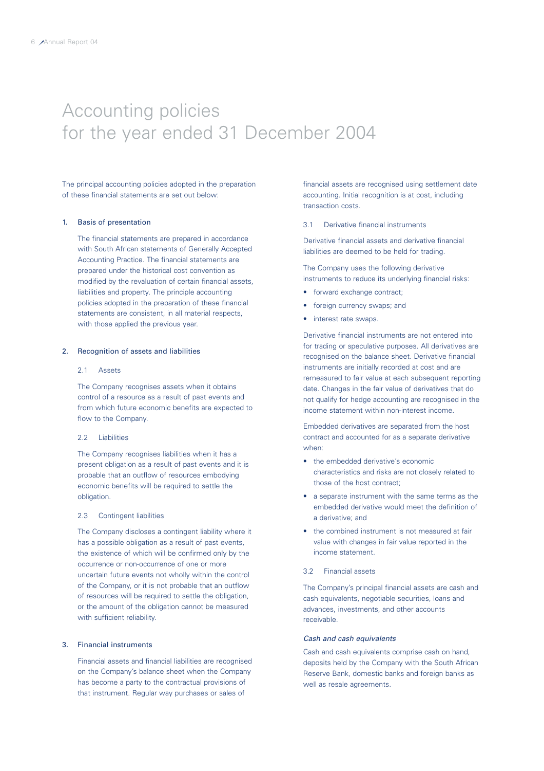# Accounting policies for the year ended 31 December 2004

The principal accounting policies adopted in the preparation of these financial statements are set out below:

## 1. Basis of presentation

The financial statements are prepared in accordance with South African statements of Generally Accepted Accounting Practice. The financial statements are prepared under the historical cost convention as modified by the revaluation of certain financial assets, liabilities and property. The principle accounting policies adopted in the preparation of these financial statements are consistent, in all material respects, with those applied the previous year.

## 2. Recognition of assets and liabilities

### 2.1 Assets

The Company recognises assets when it obtains control of a resource as a result of past events and from which future economic benefits are expected to flow to the Company.

### 2.2 Liabilities

The Company recognises liabilities when it has a present obligation as a result of past events and it is probable that an outflow of resources embodying economic benefits will be required to settle the obligation.

### 2.3 Contingent liabilities

The Company discloses a contingent liability where it has a possible obligation as a result of past events, the existence of which will be confirmed only by the occurrence or non-occurrence of one or more uncertain future events not wholly within the control of the Company, or it is not probable that an outflow of resources will be required to settle the obligation, or the amount of the obligation cannot be measured with sufficient reliability.

## 3. Financial instruments

Financial assets and financial liabilities are recognised on the Company's balance sheet when the Company has become a party to the contractual provisions of that instrument. Regular way purchases or sales of financial assets are recognised using settlement date accounting. Initial recognition is at cost, including transaction costs.

### 3.1 Derivative financial instruments

Derivative financial assets and derivative financial liabilities are deemed to be held for trading.

The Company uses the following derivative instruments to reduce its underlying financial risks:

- forward exchange contract;
- foreign currency swaps; and
- interest rate swaps.

Derivative financial instruments are not entered into for trading or speculative purposes. All derivatives are recognised on the balance sheet. Derivative financial instruments are initially recorded at cost and are remeasured to fair value at each subsequent reporting date. Changes in the fair value of derivatives that do not qualify for hedge accounting are recognised in the income statement within non-interest income.

Embedded derivatives are separated from the host contract and accounted for as a separate derivative when:

- the embedded derivative's economic characteristics and risks are not closely related to those of the host contract;
- a separate instrument with the same terms as the embedded derivative would meet the definition of a derivative; and
- the combined instrument is not measured at fair value with changes in fair value reported in the income statement.

### 3.2 Financial assets

The Company's principal financial assets are cash and cash equivalents, negotiable securities, loans and advances, investments, and other accounts receivable.

*Cash and cash equivalents*

Cash and cash equivalents comprise cash on hand, deposits held by the Company with the South African Reserve Bank, domestic banks and foreign banks as well as resale agreements.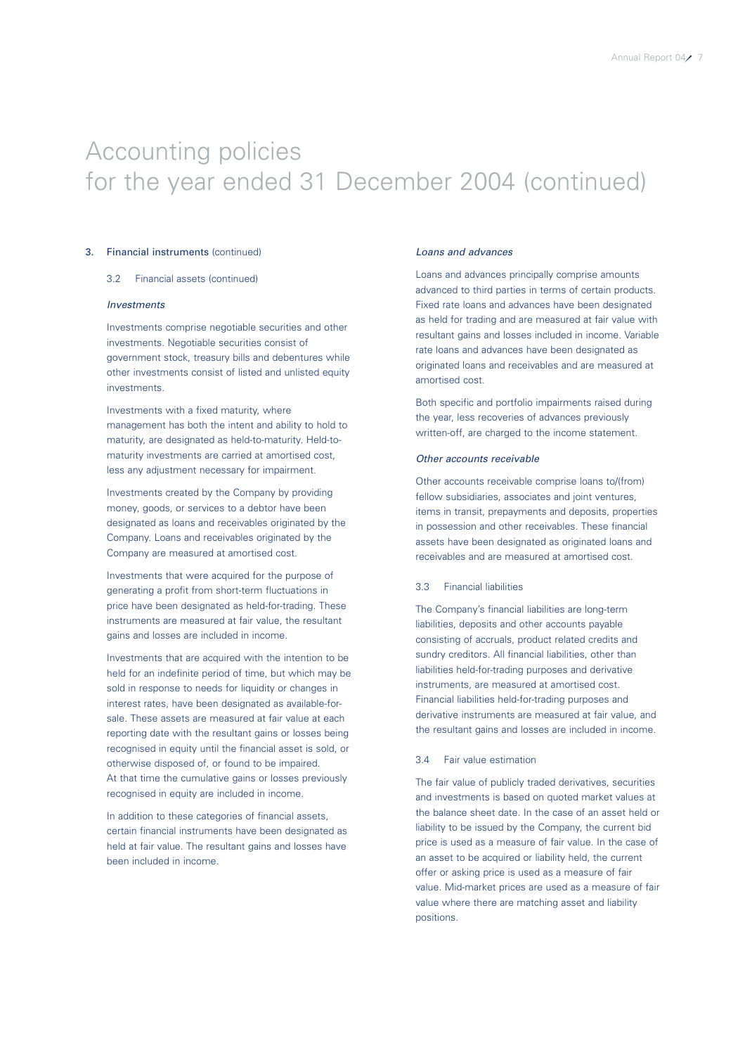# Accounting policies
# for the year ended 31 December 2004 (continued)

3. Financial instruments (continued)

3.2 Financial assets (continued)

*Investments*

Investments comprise negotiable securities and other investments. Negotiable securities consist of government stock, treasury bills and debentures while other investments consist of listed and unlisted equity investments.

Investments with a fixed maturity, where management has both the intent and ability to hold to maturity, are designated as held-to-maturity. Held-to-maturity investments are carried at amortised cost, less any adjustment necessary for impairment.

Investments created by the Company by providing money, goods, or services to a debtor have been designated as loans and receivables originated by the Company. Loans and receivables originated by the Company are measured at amortised cost.

Investments that were acquired for the purpose of generating a profit from short-term fluctuations in price have been designated as held-for-trading. These instruments are measured at fair value, the resultant gains and losses are included in income.

Investments that are acquired with the intention to be held for an indefinite period of time, but which may be sold in response to needs for liquidity or changes in interest rates, have been designated as available-for-sale. These assets are measured at fair value at each reporting date with the resultant gains or losses being recognised in equity until the financial asset is sold, or otherwise disposed of, or found to be impaired. At that time the cumulative gains or losses previously recognised in equity are included in income.

In addition to these categories of financial assets, certain financial instruments have been designated as held at fair value. The resultant gains and losses have been included in income.

*Loans and advances*

Loans and advances principally comprise amounts advanced to third parties in terms of certain products. Fixed rate loans and advances have been designated as held for trading and are measured at fair value with resultant gains and losses included in income. Variable rate loans and advances have been designated as originated loans and receivables and are measured at amortised cost.

Both specific and portfolio impairments raised during the year, less recoveries of advances previously written-off, are charged to the income statement.

*Other accounts receivable*

Other accounts receivable comprise loans to/(from) fellow subsidiaries, associates and joint ventures, items in transit, prepayments and deposits, properties in possession and other receivables. These financial assets have been designated as originated loans and receivables and are measured at amortised cost.

3.3 Financial liabilities

The Company's financial liabilities are long-term liabilities, deposits and other accounts payable consisting of accruals, product related credits and sundry creditors. All financial liabilities, other than liabilities held-for-trading purposes and derivative instruments, are measured at amortised cost. Financial liabilities held-for-trading purposes and derivative instruments are measured at fair value, and the resultant gains and losses are included in income.

3.4 Fair value estimation

The fair value of publicly traded derivatives, securities and investments is based on quoted market values at the balance sheet date. In the case of an asset held or liability to be issued by the Company, the current bid price is used as a measure of fair value. In the case of an asset to be acquired or liability held, the current offer or asking price is used as a measure of fair value. Mid-market prices are used as a measure of fair value where there are matching asset and liability positions.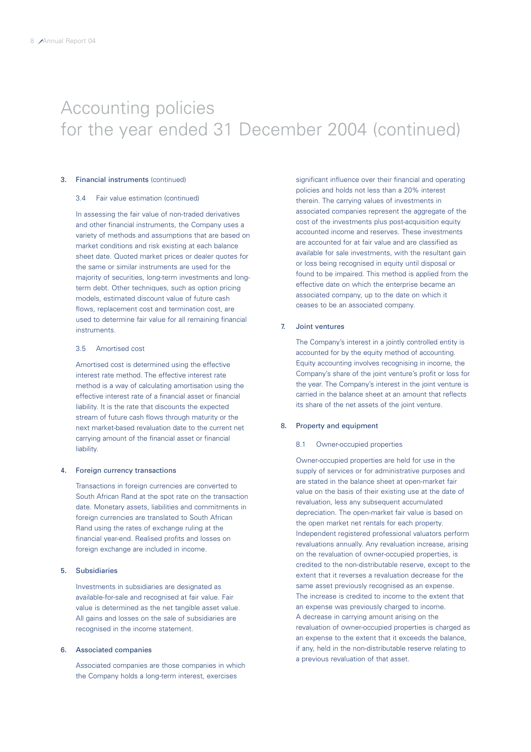# Accounting policies for the year ended 31 December 2004 (continued)

## 3. Financial instruments (continued)

### 3.4 Fair value estimation (continued)

In assessing the fair value of non-traded derivatives and other financial instruments, the Company uses a variety of methods and assumptions that are based on market conditions and risk existing at each balance sheet date. Quoted market prices or dealer quotes for the same or similar instruments are used for the majority of securities, long-term investments and long-term debt. Other techniques, such as option pricing models, estimated discount value of future cash flows, replacement cost and termination cost, are used to determine fair value for all remaining financial instruments.

### 3.5 Amortised cost

Amortised cost is determined using the effective interest rate method. The effective interest rate method is a way of calculating amortisation using the effective interest rate of a financial asset or financial liability. It is the rate that discounts the expected stream of future cash flows through maturity or the next market-based revaluation date to the current net carrying amount of the financial asset or financial liability.

## 4. Foreign currency transactions

Transactions in foreign currencies are converted to South African Rand at the spot rate on the transaction date. Monetary assets, liabilities and commitments in foreign currencies are translated to South African Rand using the rates of exchange ruling at the financial year-end. Realised profits and losses on foreign exchange are included in income.

## 5. Subsidiaries

Investments in subsidiaries are designated as available-for-sale and recognised at fair value. Fair value is determined as the net tangible asset value. All gains and losses on the sale of subsidiaries are recognised in the income statement.

## 6. Associated companies

Associated companies are those companies in which the Company holds a long-term interest, exercises significant influence over their financial and operating policies and holds not less than a 20% interest therein. The carrying values of investments in associated companies represent the aggregate of the cost of the investments plus post-acquisition equity accounted income and reserves. These investments are accounted for at fair value and are classified as available for sale investments, with the resultant gain or loss being recognised in equity until disposal or found to be impaired. This method is applied from the effective date on which the enterprise became an associated company, up to the date on which it ceases to be an associated company.

## 7. Joint ventures

The Company's interest in a jointly controlled entity is accounted for by the equity method of accounting. Equity accounting involves recognising in income, the Company's share of the joint venture's profit or loss for the year. The Company's interest in the joint venture is carried in the balance sheet at an amount that reflects its share of the net assets of the joint venture.

## 8. Property and equipment

### 8.1 Owner-occupied properties

Owner-occupied properties are held for use in the supply of services or for administrative purposes and are stated in the balance sheet at open-market fair value on the basis of their existing use at the date of revaluation, less any subsequent accumulated depreciation. The open-market fair value is based on the open market net rentals for each property. Independent registered professional valuators perform revaluations annually. Any revaluation increase, arising on the revaluation of owner-occupied properties, is credited to the non-distributable reserve, except to the extent that it reverses a revaluation decrease for the same asset previously recognised as an expense. The increase is credited to income to the extent that an expense was previously charged to income. A decrease in carrying amount arising on the revaluation of owner-occupied properties is charged as an expense to the extent that it exceeds the balance, if any, held in the non-distributable reserve relating to a previous revaluation of that asset.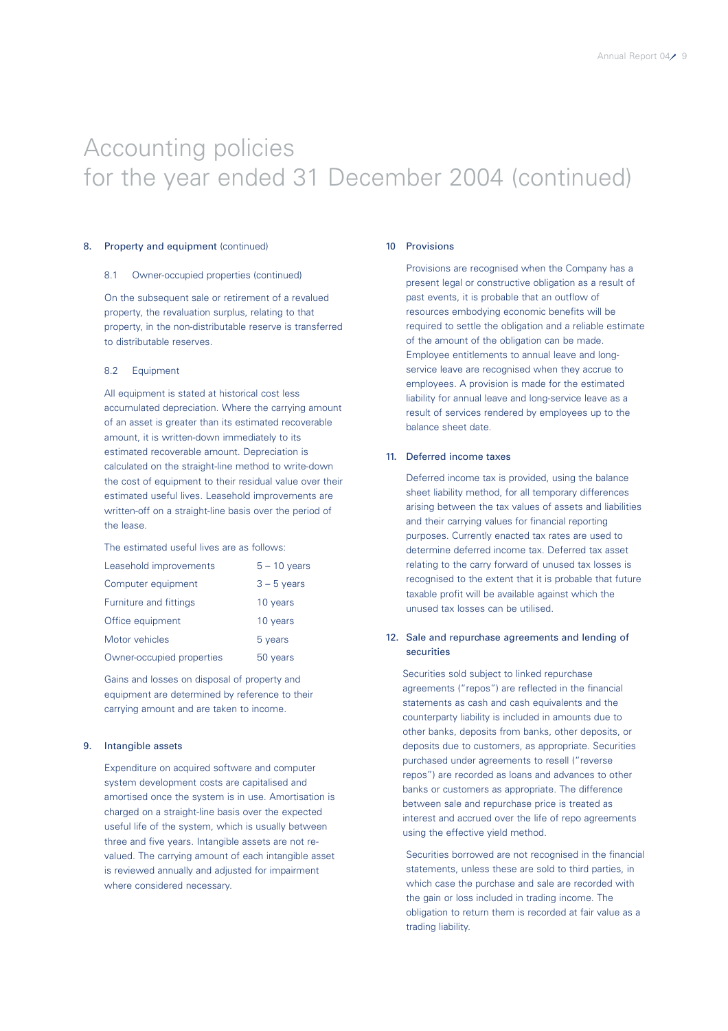# Accounting policies for the year ended 31 December 2004 (continued)

## 8. Property and equipment (continued)

### 8.1 Owner-occupied properties (continued)

On the subsequent sale or retirement of a revalued property, the revaluation surplus, relating to that property, in the non-distributable reserve is transferred to distributable reserves.

### 8.2 Equipment

All equipment is stated at historical cost less accumulated depreciation. Where the carrying amount of an asset is greater than its estimated recoverable amount, it is written-down immediately to its estimated recoverable amount. Depreciation is calculated on the straight-line method to write-down the cost of equipment to their residual value over their estimated useful lives. Leasehold improvements are written-off on a straight-line basis over the period of the lease.

The estimated useful lives are as follows:

| | |
|---|---|
| Leasehold improvements | 5 – 10 years |
| Computer equipment | 3 – 5 years |
| Furniture and fittings | 10 years |
| Office equipment | 10 years |
| Motor vehicles | 5 years |
| Owner-occupied properties | 50 years |

Gains and losses on disposal of property and equipment are determined by reference to their carrying amount and are taken to income.

## 9. Intangible assets

Expenditure on acquired software and computer system development costs are capitalised and amortised once the system is in use. Amortisation is charged on a straight-line basis over the expected useful life of the system, which is usually between three and five years. Intangible assets are not re-valued. The carrying amount of each intangible asset is reviewed annually and adjusted for impairment where considered necessary.

## 10 Provisions

Provisions are recognised when the Company has a present legal or constructive obligation as a result of past events, it is probable that an outflow of resources embodying economic benefits will be required to settle the obligation and a reliable estimate of the amount of the obligation can be made. Employee entitlements to annual leave and long-service leave are recognised when they accrue to employees. A provision is made for the estimated liability for annual leave and long-service leave as a result of services rendered by employees up to the balance sheet date.

## 11. Deferred income taxes

Deferred income tax is provided, using the balance sheet liability method, for all temporary differences arising between the tax values of assets and liabilities and their carrying values for financial reporting purposes. Currently enacted tax rates are used to determine deferred income tax. Deferred tax asset relating to the carry forward of unused tax losses is recognised to the extent that it is probable that future taxable profit will be available against which the unused tax losses can be utilised.

## 12. Sale and repurchase agreements and lending of securities

Securities sold subject to linked repurchase agreements ("repos") are reflected in the financial statements as cash and cash equivalents and the counterparty liability is included in amounts due to other banks, deposits from banks, other deposits, or deposits due to customers, as appropriate. Securities purchased under agreements to resell ("reverse repos") are recorded as loans and advances to other banks or customers as appropriate. The difference between sale and repurchase price is treated as interest and accrued over the life of repo agreements using the effective yield method.

Securities borrowed are not recognised in the financial statements, unless these are sold to third parties, in which case the purchase and sale are recorded with the gain or loss included in trading income. The obligation to return them is recorded at fair value as a trading liability.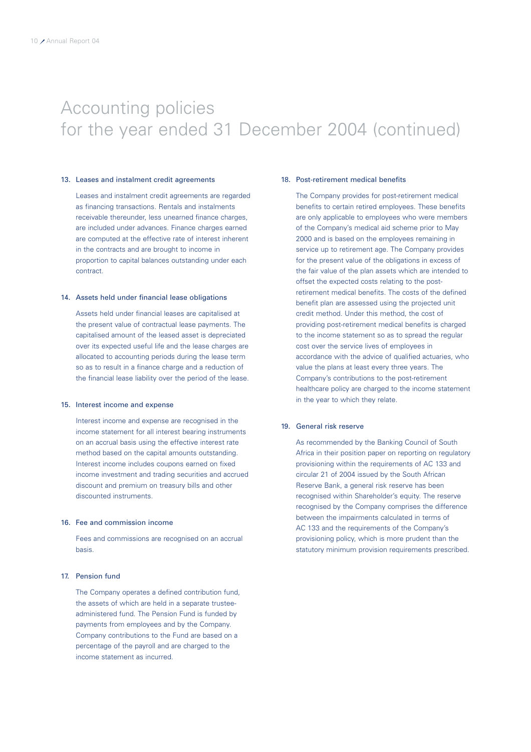# Accounting policies for the year ended 31 December 2004 (continued)

### 13. Leases and instalment credit agreements

Leases and instalment credit agreements are regarded as financing transactions. Rentals and instalments receivable thereunder, less unearned finance charges, are included under advances. Finance charges earned are computed at the effective rate of interest inherent in the contracts and are brought to income in proportion to capital balances outstanding under each contract.

### 14. Assets held under financial lease obligations

Assets held under financial leases are capitalised at the present value of contractual lease payments. The capitalised amount of the leased asset is depreciated over its expected useful life and the lease charges are allocated to accounting periods during the lease term so as to result in a finance charge and a reduction of the financial lease liability over the period of the lease.

### 15. Interest income and expense

Interest income and expense are recognised in the income statement for all interest bearing instruments on an accrual basis using the effective interest rate method based on the capital amounts outstanding. Interest income includes coupons earned on fixed income investment and trading securities and accrued discount and premium on treasury bills and other discounted instruments.

### 16. Fee and commission income

Fees and commissions are recognised on an accrual basis.

### 17. Pension fund

The Company operates a defined contribution fund, the assets of which are held in a separate trustee-administered fund. The Pension Fund is funded by payments from employees and by the Company. Company contributions to the Fund are based on a percentage of the payroll and are charged to the income statement as incurred.

### 18. Post-retirement medical benefits

The Company provides for post-retirement medical benefits to certain retired employees. These benefits are only applicable to employees who were members of the Company's medical aid scheme prior to May 2000 and is based on the employees remaining in service up to retirement age. The Company provides for the present value of the obligations in excess of the fair value of the plan assets which are intended to offset the expected costs relating to the post-retirement medical benefits. The costs of the defined benefit plan are assessed using the projected unit credit method. Under this method, the cost of providing post-retirement medical benefits is charged to the income statement so as to spread the regular cost over the service lives of employees in accordance with the advice of qualified actuaries, who value the plans at least every three years. The Company's contributions to the post-retirement healthcare policy are charged to the income statement in the year to which they relate.

### 19. General risk reserve

As recommended by the Banking Council of South Africa in their position paper on reporting on regulatory provisioning within the requirements of AC 133 and circular 21 of 2004 issued by the South African Reserve Bank, a general risk reserve has been recognised within Shareholder's equity. The reserve recognised by the Company comprises the difference between the impairments calculated in terms of AC 133 and the requirements of the Company's provisioning policy, which is more prudent than the statutory minimum provision requirements prescribed.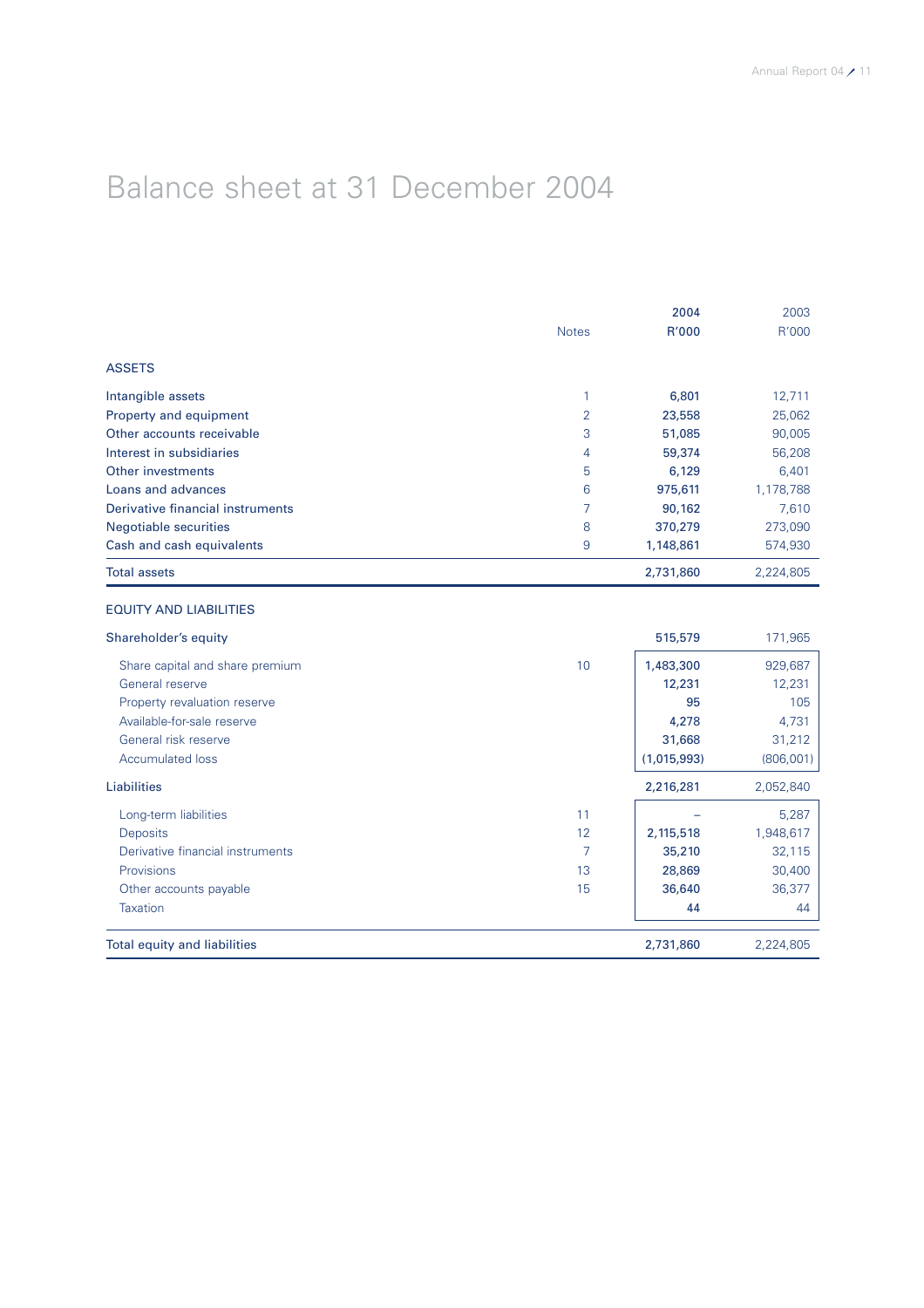# Balance sheet at 31 December 2004

| | Notes | 2004 R'000 | 2003 R'000 |
|---|---|---|---|
| **ASSETS** | | | |
| Intangible assets | 1 | **6,801** | 12,711 |
| Property and equipment | 2 | **23,558** | 25,062 |
| Other accounts receivable | 3 | **51,085** | 90,005 |
| Interest in subsidiaries | 4 | **59,374** | 56,208 |
| Other investments | 5 | **6,129** | 6,401 |
| Loans and advances | 6 | **975,611** | 1,178,788 |
| Derivative financial instruments | 7 | **90,162** | 7,610 |
| Negotiable securities | 8 | **370,279** | 273,090 |
| Cash and cash equivalents | 9 | **1,148,861** | 574,930 |
| Total assets | | **2,731,860** | 2,224,805 |
| **EQUITY AND LIABILITIES** | | | |
| Shareholder's equity | | **515,579** | 171,965 |
| Share capital and share premium | 10 | **1,483,300** | 929,687 |
| General reserve | | **12,231** | 12,231 |
| Property revaluation reserve | | **95** | 105 |
| Available-for-sale reserve | | **4,278** | 4,731 |
| General risk reserve | | **31,668** | 31,212 |
| Accumulated loss | | **(1,015,993)** | (806,001) |
| Liabilities | | **2,216,281** | 2,052,840 |
| Long-term liabilities | 11 | **–** | 5,287 |
| Deposits | 12 | **2,115,518** | 1,948,617 |
| Derivative financial instruments | 7 | **35,210** | 32,115 |
| Provisions | 13 | **28,869** | 30,400 |
| Other accounts payable | 15 | **36,640** | 36,377 |
| Taxation | | **44** | 44 |
| Total equity and liabilities | | **2,731,860** | 2,224,805 |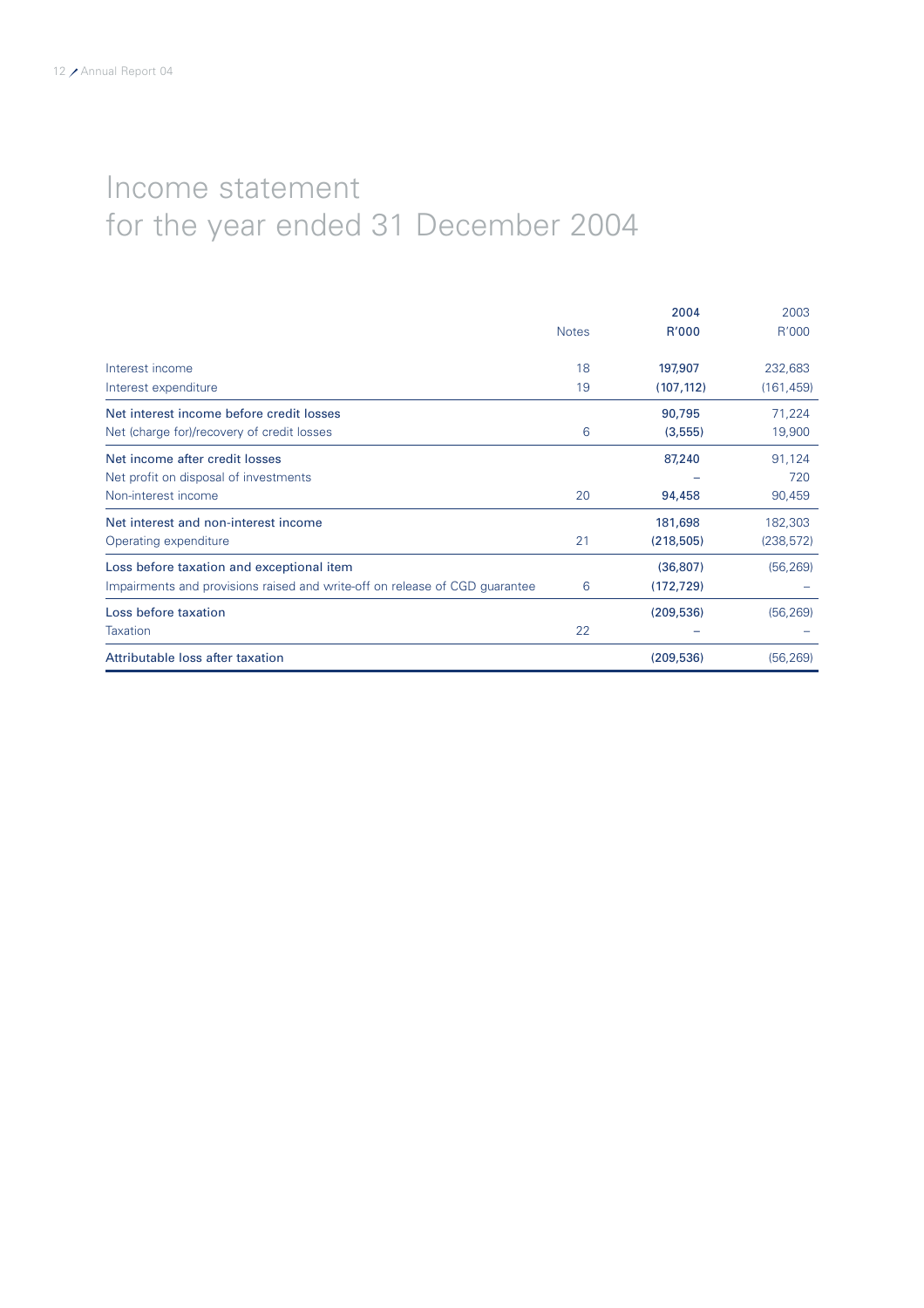# Income statement for the year ended 31 December 2004

| | Notes | 2004<br>R'000 | 2003<br>R'000 |
|---|---|---|---|
| Interest income | 18 | 197,907 | 232,683 |
| Interest expenditure | 19 | (107,112) | (161,459) |
| Net interest income before credit losses | | 90,795 | 71,224 |
| Net (charge for)/recovery of credit losses | 6 | (3,555) | 19,900 |
| Net income after credit losses | | 87,240 | 91,124 |
| Net profit on disposal of investments | | – | 720 |
| Non-interest income | 20 | 94,458 | 90,459 |
| Net interest and non-interest income | | 181,698 | 182,303 |
| Operating expenditure | 21 | (218,505) | (238,572) |
| Loss before taxation and exceptional item | | (36,807) | (56,269) |
| Impairments and provisions raised and write-off on release of CGD guarantee | 6 | (172,729) | – |
| Loss before taxation | | (209,536) | (56,269) |
| Taxation | 22 | – | – |
| Attributable loss after taxation | | (209,536) | (56,269) |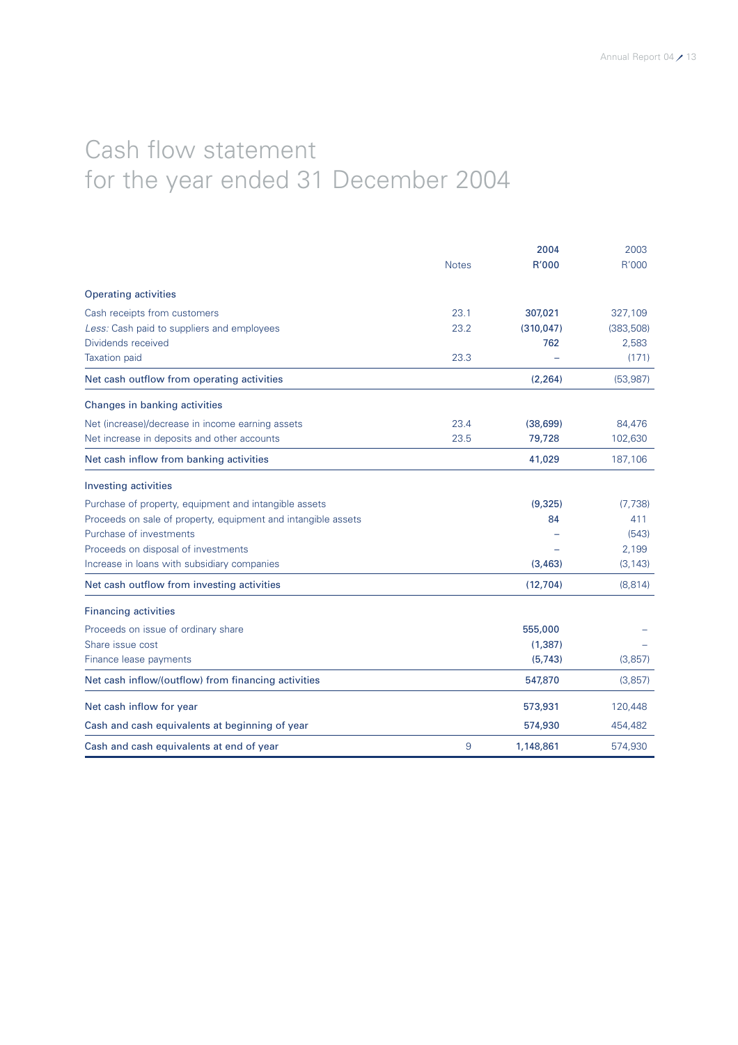# Cash flow statement
## for the year ended 31 December 2004

| | Notes | 2004 R'000 | 2003 R'000 |
|---|---|---|---|
| **Operating activities** | | | |
| Cash receipts from customers | 23.1 | 307,021 | 327,109 |
| *Less:* Cash paid to suppliers and employees | 23.2 | (310,047) | (383,508) |
| Dividends received | | 762 | 2,583 |
| Taxation paid | 23.3 | – | (171) |
| Net cash outflow from operating activities | | (2,264) | (53,987) |
| **Changes in banking activities** | | | |
| Net (increase)/decrease in income earning assets | 23.4 | (38,699) | 84,476 |
| Net increase in deposits and other accounts | 23.5 | 79,728 | 102,630 |
| Net cash inflow from banking activities | | 41,029 | 187,106 |
| **Investing activities** | | | |
| Purchase of property, equipment and intangible assets | | (9,325) | (7,738) |
| Proceeds on sale of property, equipment and intangible assets | | 84 | 411 |
| Purchase of investments | | – | (543) |
| Proceeds on disposal of investments | | – | 2,199 |
| Increase in loans with subsidiary companies | | (3,463) | (3,143) |
| Net cash outflow from investing activities | | (12,704) | (8,814) |
| **Financing activities** | | | |
| Proceeds on issue of ordinary share | | 555,000 | – |
| Share issue cost | | (1,387) | – |
| Finance lease payments | | (5,743) | (3,857) |
| Net cash inflow/(outflow) from financing activities | | 547,870 | (3,857) |
| Net cash inflow for year | | 573,931 | 120,448 |
| Cash and cash equivalents at beginning of year | | 574,930 | 454,482 |
| Cash and cash equivalents at end of year | 9 | 1,148,861 | 574,930 |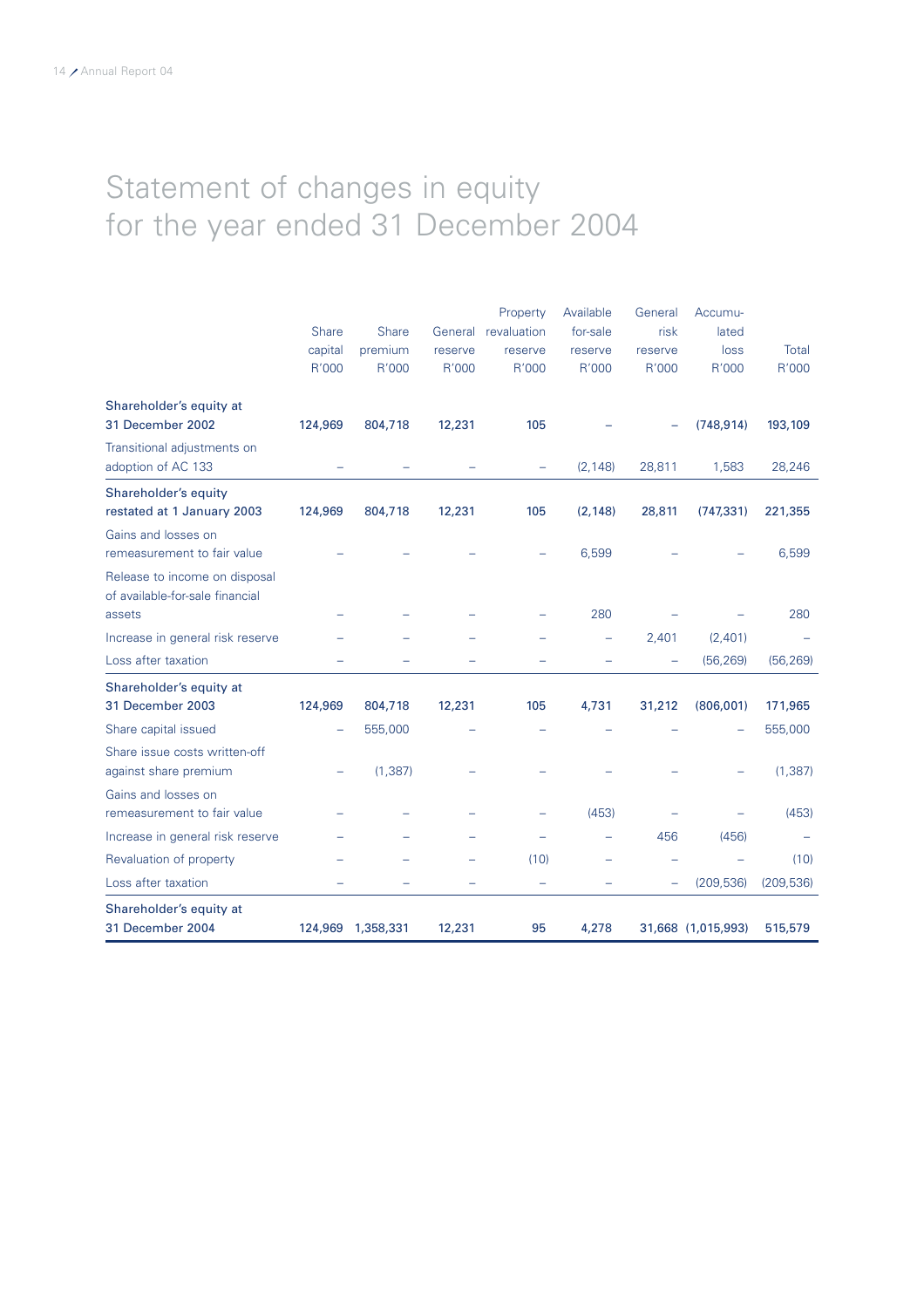# Statement of changes in equity for the year ended 31 December 2004

| | Share capital R'000 | Share premium R'000 | General reserve R'000 | Property revaluation reserve R'000 | Available for-sale reserve R'000 | General risk reserve R'000 | Accumu-lated loss R'000 | Total R'000 |
|---|---|---|---|---|---|---|---|---|
| **Shareholder's equity at 31 December 2002** | **124,969** | **804,718** | **12,231** | **105** | **–** | **–** | **(748,914)** | **193,109** |
| Transitional adjustments on adoption of AC 133 | – | – | – | – | (2,148) | 28,811 | 1,583 | 28,246 |
| **Shareholder's equity restated at 1 January 2003** | **124,969** | **804,718** | **12,231** | **105** | **(2,148)** | **28,811** | **(747,331)** | **221,355** |
| Gains and losses on remeasurement to fair value | – | – | – | – | 6,599 | – | – | 6,599 |
| Release to income on disposal of available-for-sale financial assets | – | – | – | – | 280 | – | – | 280 |
| Increase in general risk reserve | – | – | – | – | – | 2,401 | (2,401) | – |
| Loss after taxation | – | – | – | – | – | – | (56,269) | (56,269) |
| **Shareholder's equity at 31 December 2003** | **124,969** | **804,718** | **12,231** | **105** | **4,731** | **31,212** | **(806,001)** | **171,965** |
| Share capital issued | – | 555,000 | – | – | – | – | – | 555,000 |
| Share issue costs written-off against share premium | – | (1,387) | – | – | – | – | – | (1,387) |
| Gains and losses on remeasurement to fair value | – | – | – | – | (453) | – | – | (453) |
| Increase in general risk reserve | – | – | – | – | – | 456 | (456) | – |
| Revaluation of property | – | – | – | (10) | – | – | – | (10) |
| Loss after taxation | – | – | – | – | – | – | (209,536) | (209,536) |
| **Shareholder's equity at 31 December 2004** | **124,969** | **1,358,331** | **12,231** | **95** | **4,278** | **31,668** | **(1,015,993)** | **515,579** |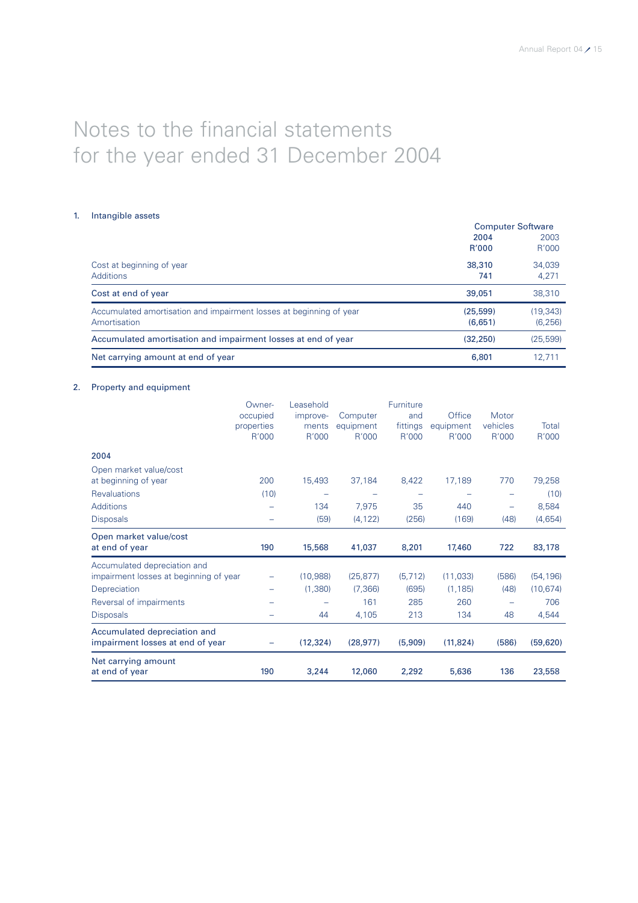# Notes to the financial statements
# for the year ended 31 December 2004

## 1. Intangible assets

| | Computer Software | |
|---|---|---|
| | **2004** | 2003 |
| | **R'000** | R'000 |
| Cost at beginning of year | **38,310** | 34,039 |
| Additions | **741** | 4,271 |
| Cost at end of year | **39,051** | 38,310 |
| Accumulated amortisation and impairment losses at beginning of year | **(25,599)** | (19,343) |
| Amortisation | **(6,651)** | (6,256) |
| Accumulated amortisation and impairment losses at end of year | **(32,250)** | (25,599) |
| Net carrying amount at end of year | **6,801** | 12,711 |

## 2. Property and equipment

| | Owner-occupied properties R'000 | Leasehold improvements R'000 | Computer equipment R'000 | Furniture and fittings R'000 | Office equipment R'000 | Motor vehicles R'000 | Total R'000 |
|---|---|---|---|---|---|---|---|
| **2004** | | | | | | | |
| Open market value/cost at beginning of year | 200 | 15,493 | 37,184 | 8,422 | 17,189 | 770 | 79,258 |
| Revaluations | (10) | – | – | – | – | – | (10) |
| Additions | – | 134 | 7,975 | 35 | 440 | – | 8,584 |
| Disposals | – | (59) | (4,122) | (256) | (169) | (48) | (4,654) |
| Open market value/cost at end of year | **190** | **15,568** | **41,037** | **8,201** | **17,460** | **722** | **83,178** |
| Accumulated depreciation and impairment losses at beginning of year | – | (10,988) | (25,877) | (5,712) | (11,033) | (586) | (54,196) |
| Depreciation | – | (1,380) | (7,366) | (695) | (1,185) | (48) | (10,674) |
| Reversal of impairments | – | – | 161 | 285 | 260 | – | 706 |
| Disposals | – | 44 | 4,105 | 213 | 134 | 48 | 4,544 |
| Accumulated depreciation and impairment losses at end of year | **–** | **(12,324)** | **(28,977)** | **(5,909)** | **(11,824)** | **(586)** | **(59,620)** |
| Net carrying amount at end of year | **190** | **3,244** | **12,060** | **2,292** | **5,636** | **136** | **23,558** |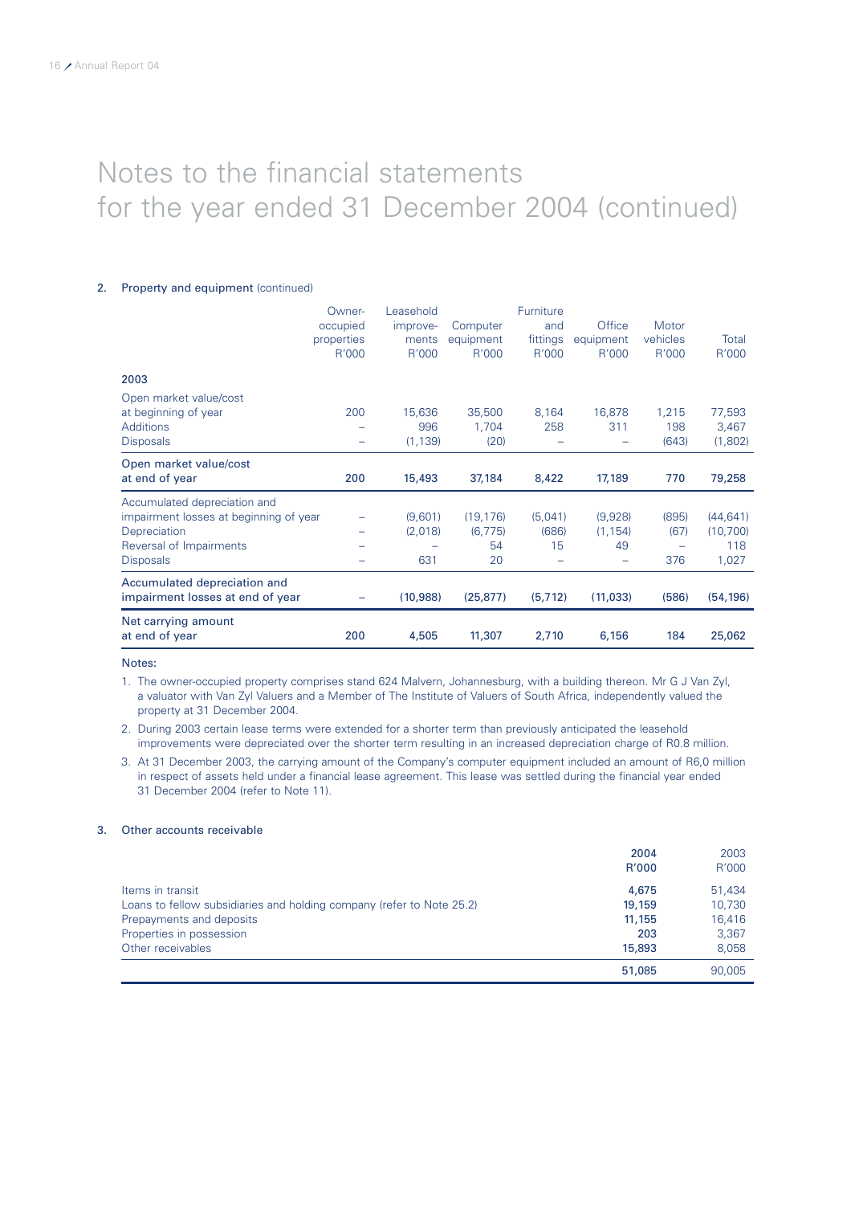# Notes to the financial statements for the year ended 31 December 2004 (continued)

## 2. Property and equipment (continued)

| | Owner-occupied properties R'000 | Leasehold improve-ments R'000 | Computer equipment R'000 | Furniture and fittings R'000 | Office equipment R'000 | Motor vehicles R'000 | Total R'000 |
|---|---|---|---|---|---|---|---|
| **2003** | | | | | | | |
| Open market value/cost at beginning of year | 200 | 15,636 | 35,500 | 8,164 | 16,878 | 1,215 | 77,593 |
| Additions | – | 996 | 1,704 | 258 | 311 | 198 | 3,467 |
| Disposals | – | (1,139) | (20) | – | – | (643) | (1,802) |
| Open market value/cost at end of year | **200** | **15,493** | **37,184** | **8,422** | **17,189** | **770** | **79,258** |
| Accumulated depreciation and impairment losses at beginning of year | – | (9,601) | (19,176) | (5,041) | (9,928) | (895) | (44,641) |
| Depreciation | – | (2,018) | (6,775) | (686) | (1,154) | (67) | (10,700) |
| Reversal of Impairments | – | – | 54 | 15 | 49 | – | 118 |
| Disposals | – | 631 | 20 | – | – | 376 | 1,027 |
| Accumulated depreciation and impairment losses at end of year | **–** | **(10,988)** | **(25,877)** | **(5,712)** | **(11,033)** | **(586)** | **(54,196)** |
| Net carrying amount at end of year | **200** | **4,505** | **11,307** | **2,710** | **6,156** | **184** | **25,062** |

Notes:

1. The owner-occupied property comprises stand 624 Malvern, Johannesburg, with a building thereon. Mr G J Van Zyl, a valuator with Van Zyl Valuers and a Member of The Institute of Valuers of South Africa, independently valued the property at 31 December 2004.
2. During 2003 certain lease terms were extended for a shorter term than previously anticipated the leasehold improvements were depreciated over the shorter term resulting in an increased depreciation charge of R0.8 million.
3. At 31 December 2003, the carrying amount of the Company's computer equipment included an amount of R6,0 million in respect of assets held under a financial lease agreement. This lease was settled during the financial year ended 31 December 2004 (refer to Note 11).

## 3. Other accounts receivable

| | 2004 R'000 | 2003 R'000 |
|---|---|---|
| Items in transit | **4,675** | 51,434 |
| Loans to fellow subsidiaries and holding company (refer to Note 25.2) | **19,159** | 10,730 |
| Prepayments and deposits | **11,155** | 16,416 |
| Properties in possession | **203** | 3,367 |
| Other receivables | **15,893** | 8,058 |
| | **51,085** | 90,005 |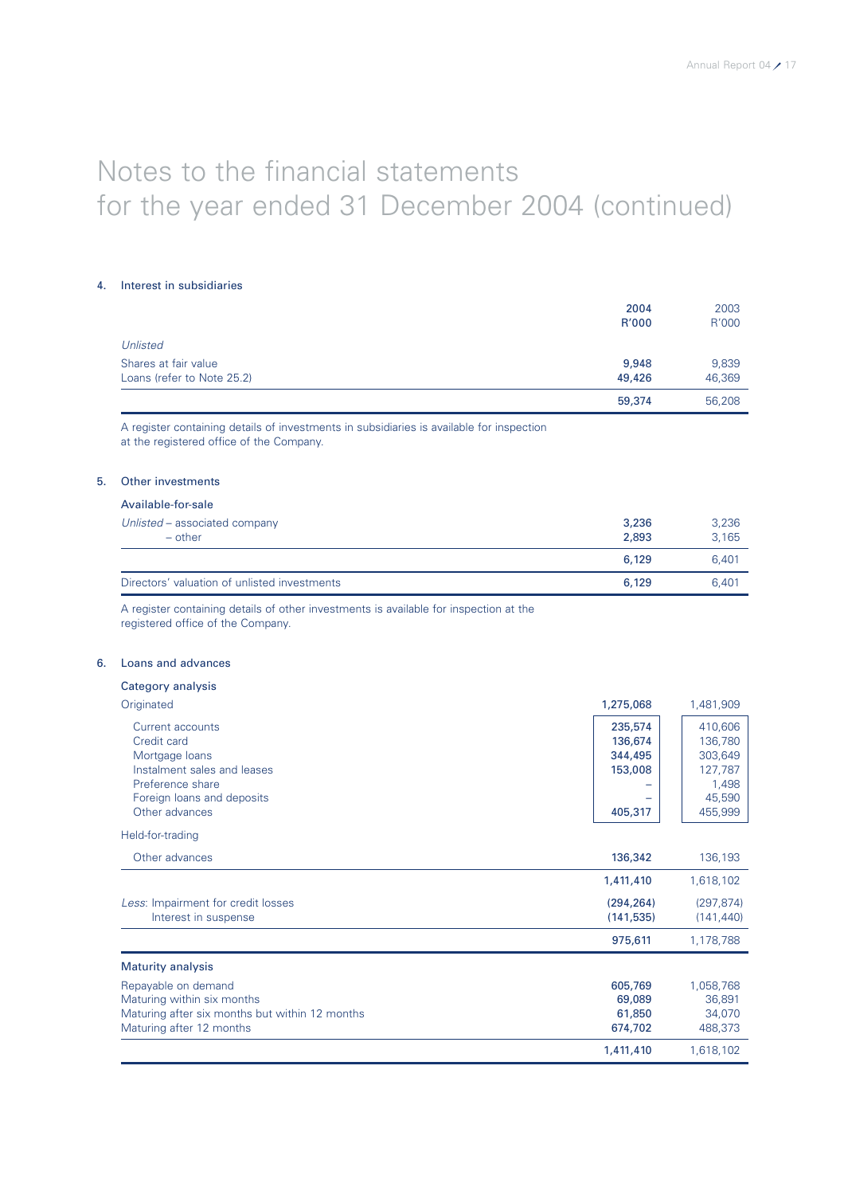# Notes to the financial statements for the year ended 31 December 2004 (continued)

## 4. Interest in subsidiaries

| | 2004 R'000 | 2003 R'000 |
|---|---|---|
| *Unlisted* | | |
| Shares at fair value | 9,948 | 9,839 |
| Loans (refer to Note 25.2) | 49,426 | 46,369 |
| | 59,374 | 56,208 |

A register containing details of investments in subsidiaries is available for inspection at the registered office of the Company.

## 5. Other investments

| | 2004 | 2003 |
|---|---|---|
| **Available-for-sale** | | |
| *Unlisted* – associated company | 3,236 | 3,236 |
| – other | 2,893 | 3,165 |
| | 6,129 | 6,401 |
| Directors' valuation of unlisted investments | 6,129 | 6,401 |

A register containing details of other investments is available for inspection at the registered office of the Company.

## 6. Loans and advances

| | 2004 | 2003 |
|---|---|---|
| **Category analysis** | | |
| Originated | 1,275,068 | 1,481,909 |
| Current accounts | 235,574 | 410,606 |
| Credit card | 136,674 | 136,780 |
| Mortgage loans | 344,495 | 303,649 |
| Instalment sales and leases | 153,008 | 127,787 |
| Preference share | – | 1,498 |
| Foreign loans and deposits | – | 45,590 |
| Other advances | 405,317 | 455,999 |
| Held-for-trading | | |
| Other advances | 136,342 | 136,193 |
| | 1,411,410 | 1,618,102 |
| *Less*: Impairment for credit losses | (294,264) | (297,874) |
| Interest in suspense | (141,535) | (141,440) |
| | 975,611 | 1,178,788 |
| **Maturity analysis** | | |
| Repayable on demand | 605,769 | 1,058,768 |
| Maturing within six months | 69,089 | 36,891 |
| Maturing after six months but within 12 months | 61,850 | 34,070 |
| Maturing after 12 months | 674,702 | 488,373 |
| | 1,411,410 | 1,618,102 |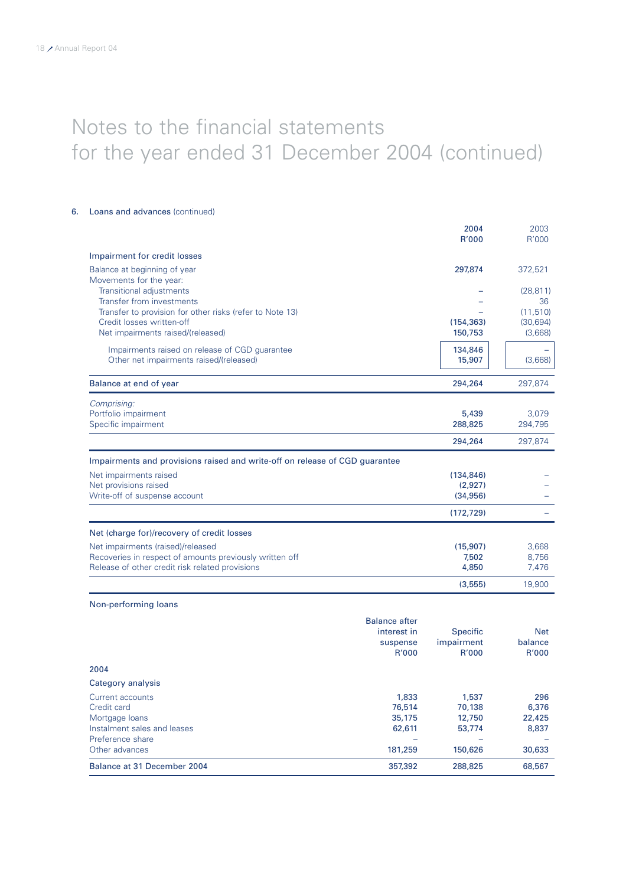# Notes to the financial statements for the year ended 31 December 2004 (continued)

## 6. Loans and advances (continued)

| | 2004 R'000 | 2003 R'000 |
|---|---|---|
| **Impairment for credit losses** | | |
| Balance at beginning of year | 297,874 | 372,521 |
| Movements for the year: | | |
| Transitional adjustments | – | (28,811) |
| Transfer from investments | – | 36 |
| Transfer to provision for other risks (refer to Note 13) | – | (11,510) |
| Credit losses written-off | (154,363) | (30,694) |
| Net impairments raised/(released) | 150,753 | (3,668) |
| Impairments raised on release of CGD guarantee | 134,846 | – |
| Other net impairments raised/(released) | 15,907 | (3,668) |
| **Balance at end of year** | 294,264 | 297,874 |
| *Comprising:* | | |
| Portfolio impairment | 5,439 | 3,079 |
| Specific impairment | 288,825 | 294,795 |
| | 294,264 | 297,874 |
| **Impairments and provisions raised and write-off on release of CGD guarantee** | | |
| Net impairments raised | (134,846) | – |
| Net provisions raised | (2,927) | – |
| Write-off of suspense account | (34,956) | – |
| | (172,729) | – |
| **Net (charge for)/recovery of credit losses** | | |
| Net impairments (raised)/released | (15,907) | 3,668 |
| Recoveries in respect of amounts previously written off | 7,502 | 8,756 |
| Release of other credit risk related provisions | 4,850 | 7,476 |
| | (3,555) | 19,900 |

### Non-performing loans

| | Balance after interest in suspense R'000 | Specific impairment R'000 | Net balance R'000 |
|---|---|---|---|
| **2004** | | | |
| **Category analysis** | | | |
| Current accounts | 1,833 | 1,537 | 296 |
| Credit card | 76,514 | 70,138 | 6,376 |
| Mortgage loans | 35,175 | 12,750 | 22,425 |
| Instalment sales and leases | 62,611 | 53,774 | 8,837 |
| Preference share | – | – | – |
| Other advances | 181,259 | 150,626 | 30,633 |
| **Balance at 31 December 2004** | 357,392 | 288,825 | 68,567 |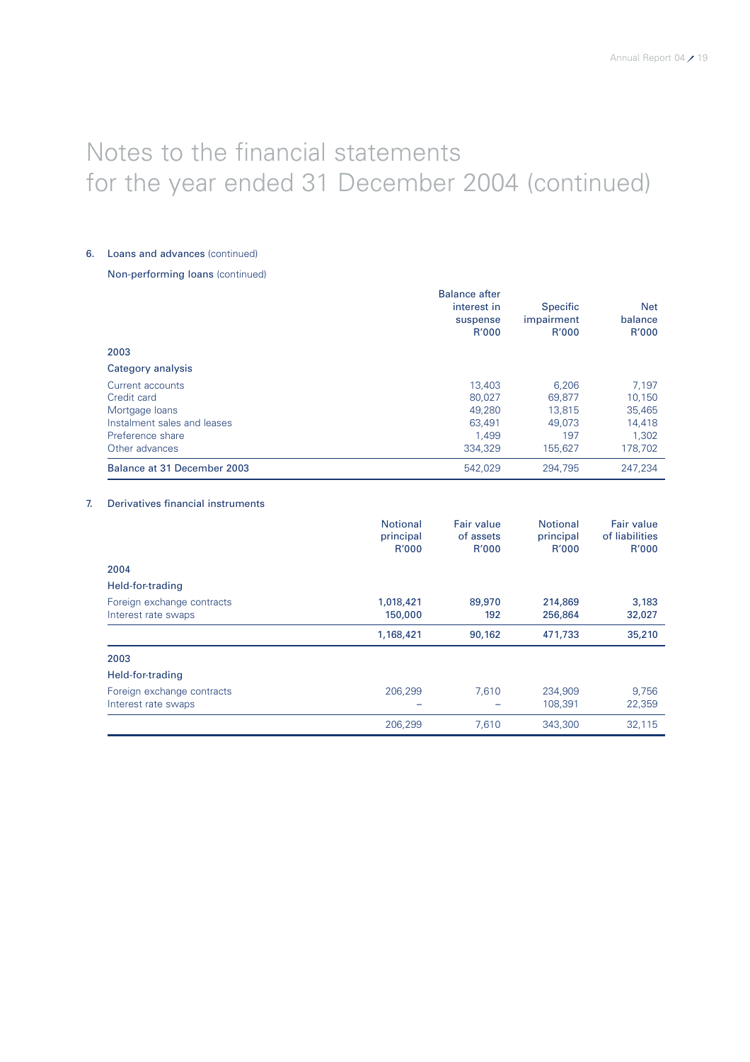# Notes to the financial statements for the year ended 31 December 2004 (continued)

## 6. Loans and advances (continued)

### Non-performing loans (continued)

| | Balance after interest in suspense R'000 | Specific impairment R'000 | Net balance R'000 |
|---|---|---|---|
| **2003** | | | |
| **Category analysis** | | | |
| Current accounts | 13,403 | 6,206 | 7,197 |
| Credit card | 80,027 | 69,877 | 10,150 |
| Mortgage loans | 49,280 | 13,815 | 35,465 |
| Instalment sales and leases | 63,491 | 49,073 | 14,418 |
| Preference share | 1,499 | 197 | 1,302 |
| Other advances | 334,329 | 155,627 | 178,702 |
| Balance at 31 December 2003 | 542,029 | 294,795 | 247,234 |

## 7. Derivatives financial instruments

| | Notional principal R'000 | Fair value of assets R'000 | Notional principal R'000 | Fair value of liabilities R'000 |
|---|---|---|---|---|
| **2004** | | | | |
| **Held-for-trading** | | | | |
| Foreign exchange contracts | **1,018,421** | **89,970** | **214,869** | **3,183** |
| Interest rate swaps | **150,000** | **192** | **256,864** | **32,027** |
| | **1,168,421** | **90,162** | **471,733** | **35,210** |
| **2003** | | | | |
| **Held-for-trading** | | | | |
| Foreign exchange contracts | 206,299 | 7,610 | 234,909 | 9,756 |
| Interest rate swaps | – | – | 108,391 | 22,359 |
| | 206,299 | 7,610 | 343,300 | 32,115 |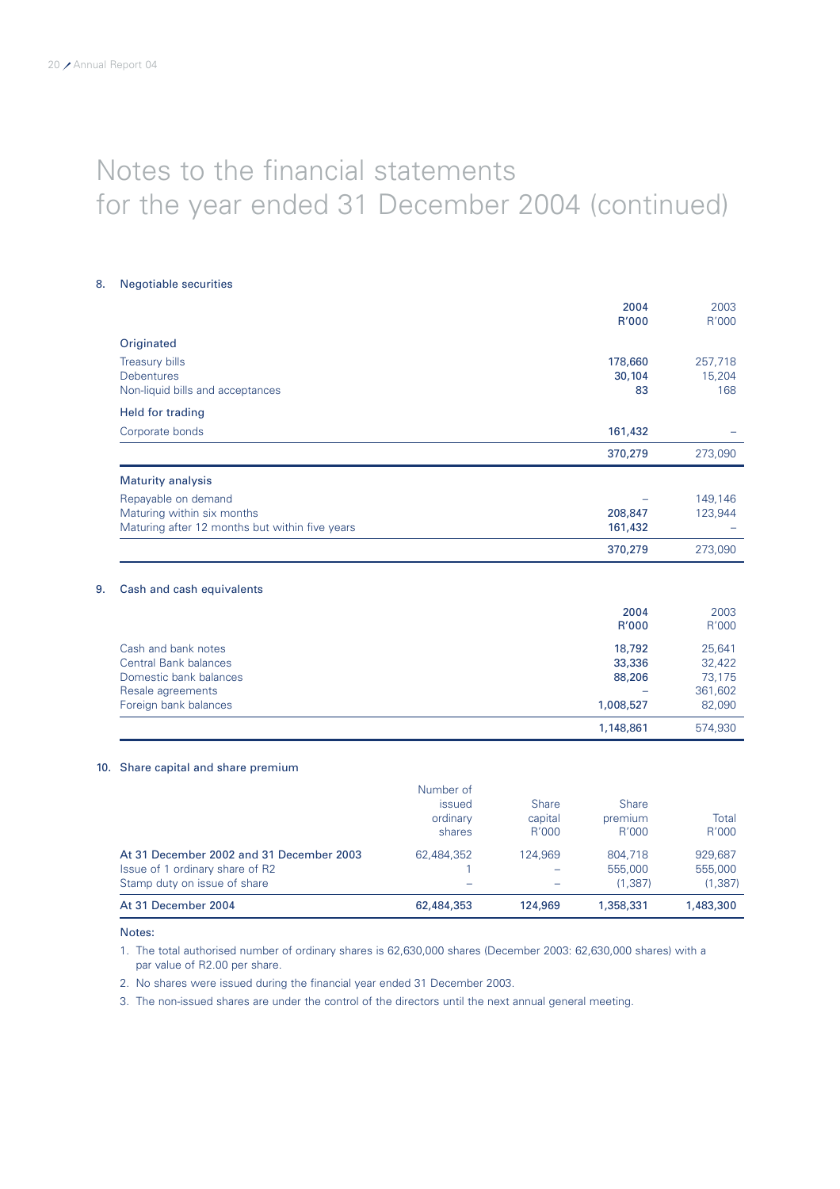# Notes to the financial statements for the year ended 31 December 2004 (continued)

## 8. Negotiable securities

| | 2004 R'000 | 2003 R'000 |
|---|---|---|
| **Originated** | | |
| Treasury bills | **178,660** | 257,718 |
| Debentures | **30,104** | 15,204 |
| Non-liquid bills and acceptances | **83** | 168 |
| **Held for trading** | | |
| Corporate bonds | **161,432** | – |
| | **370,279** | 273,090 |
| **Maturity analysis** | | |
| Repayable on demand | **–** | 149,146 |
| Maturing within six months | **208,847** | 123,944 |
| Maturing after 12 months but within five years | **161,432** | – |
| | **370,279** | 273,090 |

## 9. Cash and cash equivalents

| | 2004 R'000 | 2003 R'000 |
|---|---|---|
| Cash and bank notes | **18,792** | 25,641 |
| Central Bank balances | **33,336** | 32,422 |
| Domestic bank balances | **88,206** | 73,175 |
| Resale agreements | **–** | 361,602 |
| Foreign bank balances | **1,008,527** | 82,090 |
| | **1,148,861** | 574,930 |

## 10. Share capital and share premium

| | Number of issued ordinary shares | Share capital R'000 | Share premium R'000 | Total R'000 |
|---|---|---|---|---|
| At 31 December 2002 and 31 December 2003 | 62,484,352 | 124,969 | 804,718 | 929,687 |
| Issue of 1 ordinary share of R2 | 1 | – | 555,000 | 555,000 |
| Stamp duty on issue of share | – | – | (1,387) | (1,387) |
| **At 31 December 2004** | **62,484,353** | **124,969** | **1,358,331** | **1,483,300** |

Notes:

1. The total authorised number of ordinary shares is 62,630,000 shares (December 2003: 62,630,000 shares) with a par value of R2.00 per share.
2. No shares were issued during the financial year ended 31 December 2003.
3. The non-issued shares are under the control of the directors until the next annual general meeting.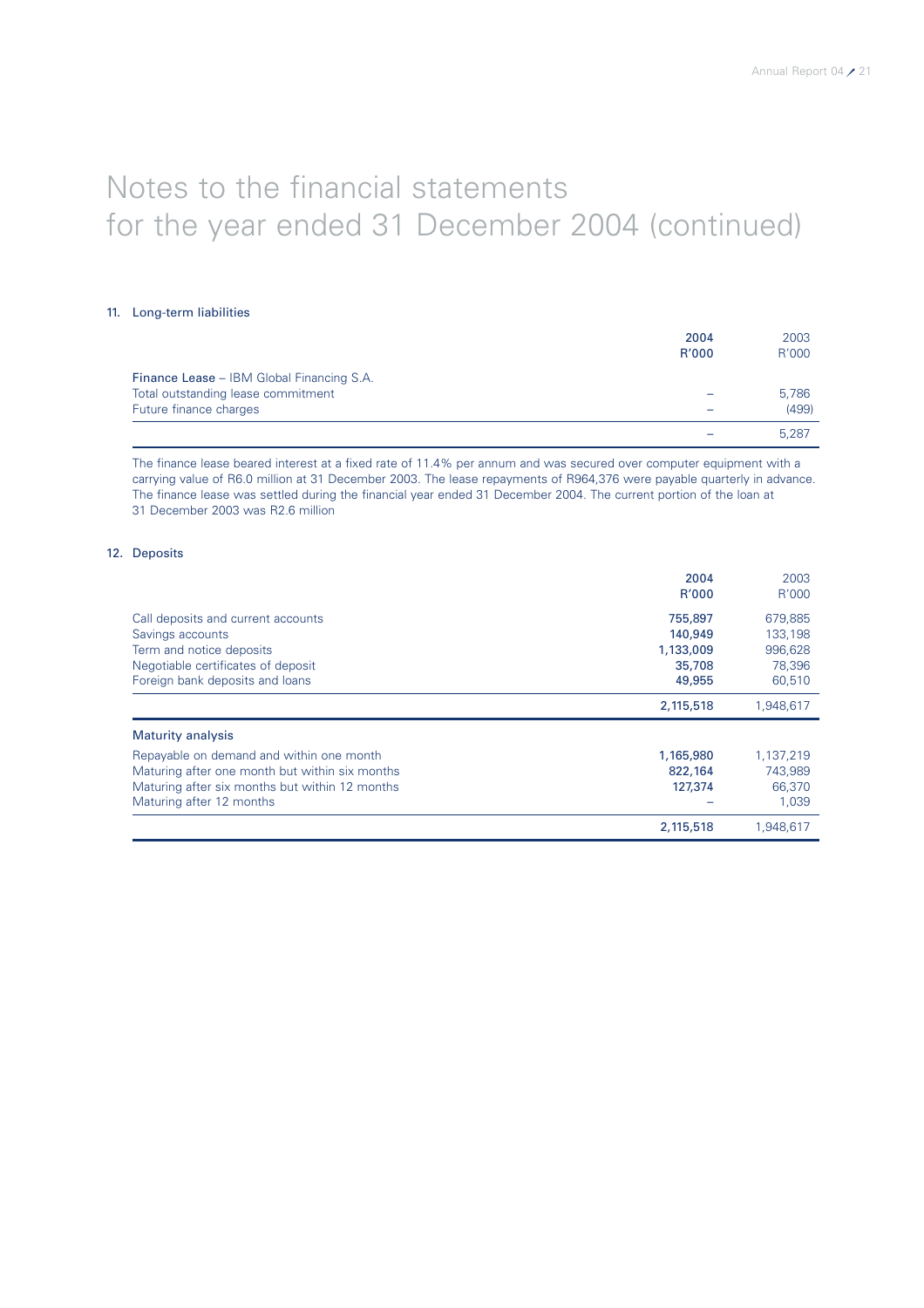# Notes to the financial statements for the year ended 31 December 2004 (continued)

## 11. Long-term liabilities

| | 2004 R'000 | 2003 R'000 |
|---|---|---|
| **Finance Lease** – IBM Global Financing S.A. | | |
| Total outstanding lease commitment | – | 5,786 |
| Future finance charges | – | (499) |
| | – | 5,287 |

The finance lease beared interest at a fixed rate of 11.4% per annum and was secured over computer equipment with a carrying value of R6.0 million at 31 December 2003. The lease repayments of R964,376 were payable quarterly in advance. The finance lease was settled during the financial year ended 31 December 2004. The current portion of the loan at 31 December 2003 was R2.6 million

## 12. Deposits

| | 2004 R'000 | 2003 R'000 |
|---|---|---|
| Call deposits and current accounts | 755,897 | 679,885 |
| Savings accounts | 140,949 | 133,198 |
| Term and notice deposits | 1,133,009 | 996,628 |
| Negotiable certificates of deposit | 35,708 | 78,396 |
| Foreign bank deposits and loans | 49,955 | 60,510 |
| | 2,115,518 | 1,948,617 |
| **Maturity analysis** | | |
| Repayable on demand and within one month | 1,165,980 | 1,137,219 |
| Maturing after one month but within six months | 822,164 | 743,989 |
| Maturing after six months but within 12 months | 127,374 | 66,370 |
| Maturing after 12 months | – | 1,039 |
| | 2,115,518 | 1,948,617 |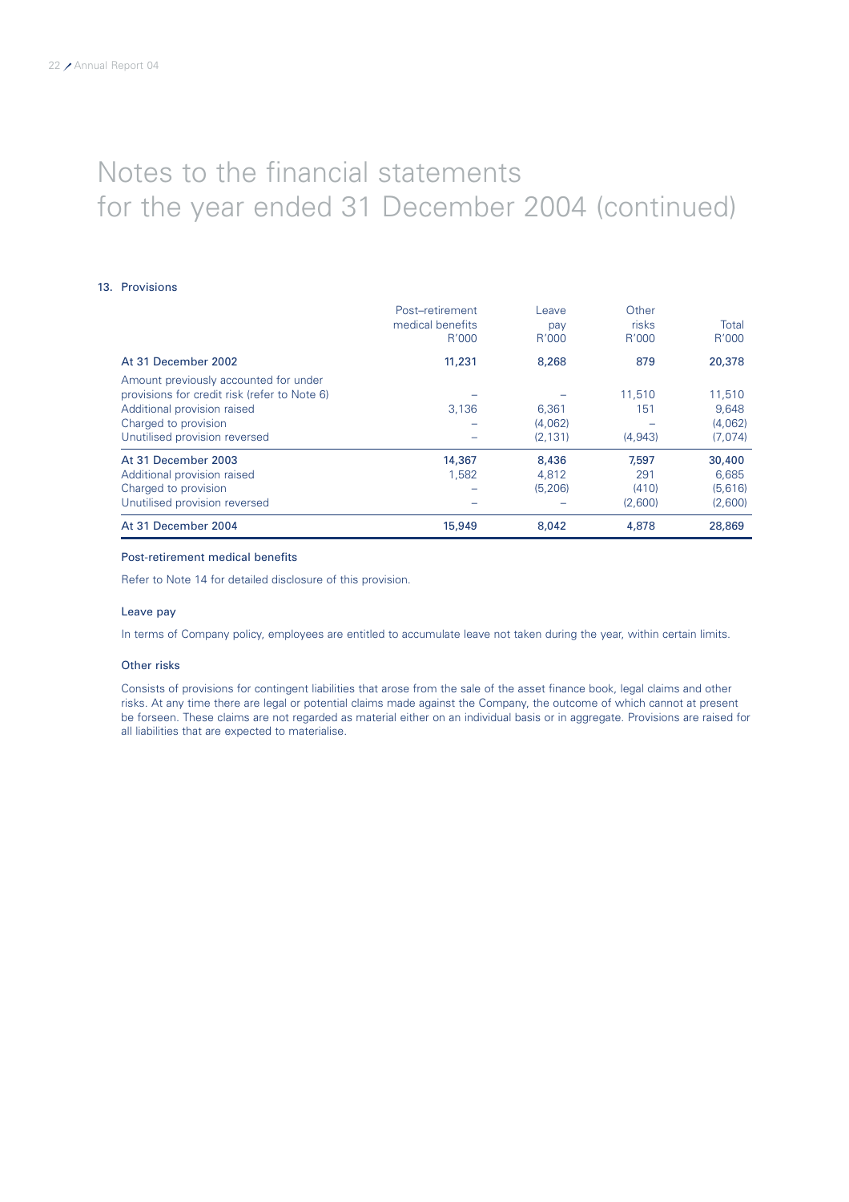# Notes to the financial statements for the year ended 31 December 2004 (continued)

### 13. Provisions

| | Post–retirement medical benefits R'000 | Leave pay R'000 | Other risks R'000 | Total R'000 |
|---|---|---|---|---|
| **At 31 December 2002** | **11,231** | **8,268** | **879** | **20,378** |
| Amount previously accounted for under provisions for credit risk (refer to Note 6) | – | – | 11,510 | 11,510 |
| Additional provision raised | 3,136 | 6,361 | 151 | 9,648 |
| Charged to provision | – | (4,062) | – | (4,062) |
| Unutilised provision reversed | – | (2,131) | (4,943) | (7,074) |
| **At 31 December 2003** | **14,367** | **8,436** | **7,597** | **30,400** |
| Additional provision raised | 1,582 | 4,812 | 291 | 6,685 |
| Charged to provision | – | (5,206) | (410) | (5,616) |
| Unutilised provision reversed | – | – | (2,600) | (2,600) |
| **At 31 December 2004** | **15,949** | **8,042** | **4,878** | **28,869** |

#### Post-retirement medical benefits

Refer to Note 14 for detailed disclosure of this provision.

#### Leave pay

In terms of Company policy, employees are entitled to accumulate leave not taken during the year, within certain limits.

#### Other risks

Consists of provisions for contingent liabilities that arose from the sale of the asset finance book, legal claims and other risks. At any time there are legal or potential claims made against the Company, the outcome of which cannot at present be forseen. These claims are not regarded as material either on an individual basis or in aggregate. Provisions are raised for all liabilities that are expected to materialise.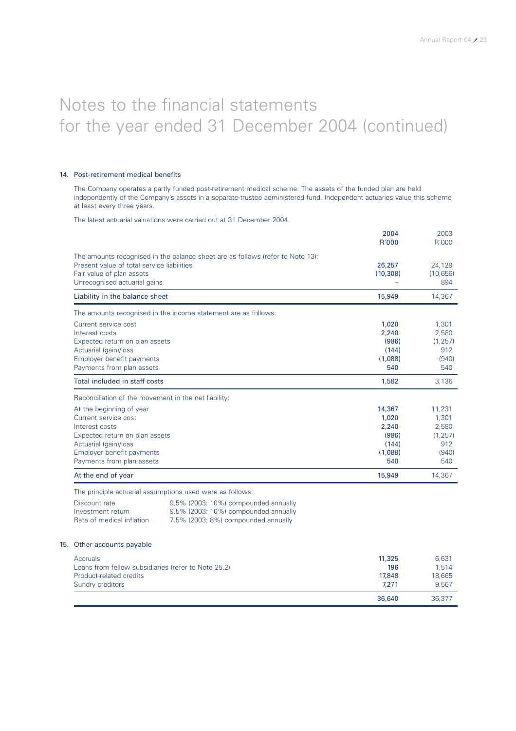# Notes to the financial statements for the year ended 31 December 2004 (continued)

## 14. Post-retirement medical benefits

The Company operates a partly funded post-retirement medical scheme. The assets of the funded plan are held independently of the Company's assets in a separate-trustee administered fund. Independent actuaries value this scheme at least every three years.

The latest actuarial valuations were carried out at 31 December 2004.

| | 2004 R'000 | 2003 R'000 |
|---|---|---|
| The amounts recognised in the balance sheet are as follows (refer to Note 13): | | |
| Present value of total service liabilities | **26,257** | 24,129 |
| Fair value of plan assets | **(10,308)** | (10,656) |
| Unrecognised actuarial gains | **–** | 894 |
| **Liability in the balance sheet** | **15,949** | 14,367 |
| The amounts recognised in the income statement are as follows: | | |
| Current service cost | **1,020** | 1,301 |
| Interest costs | **2,240** | 2,580 |
| Expected return on plan assets | **(986)** | (1,257) |
| Actuarial (gain)/loss | **(144)** | 912 |
| Employer benefit payments | **(1,088)** | (940) |
| Payments from plan assets | **540** | 540 |
| **Total included in staff costs** | **1,582** | 3,136 |
| Reconciliation of the movement in the net liability: | | |
| At the beginning of year | **14,367** | 11,231 |
| Current service cost | **1,020** | 1,301 |
| Interest costs | **2,240** | 2,580 |
| Expected return on plan assets | **(986)** | (1,257) |
| Actuarial (gain)/loss | **(144)** | 912 |
| Employer benefit payments | **(1,088)** | (940) |
| Payments from plan assets | **540** | 540 |
| **At the end of year** | **15,949** | 14,367 |

The principle actuarial assumptions used were as follows:

| | |
|---|---|
| Discount rate | 9.5% (2003: 10%) compounded annually |
| Investment return | 9.5% (2003: 10%) compounded annually |
| Rate of medical inflation | 7.5% (2003: 8%) compounded annually |

## 15. Other accounts payable

| | 2004 R'000 | 2003 R'000 |
|---|---|---|
| Accruals | **11,325** | 6,631 |
| Loans from fellow subsidiaries (refer to Note 25.2) | **196** | 1,514 |
| Product-related credits | **17,848** | 18,665 |
| Sundry creditors | **7,271** | 9,567 |
| | **36,640** | 36,377 |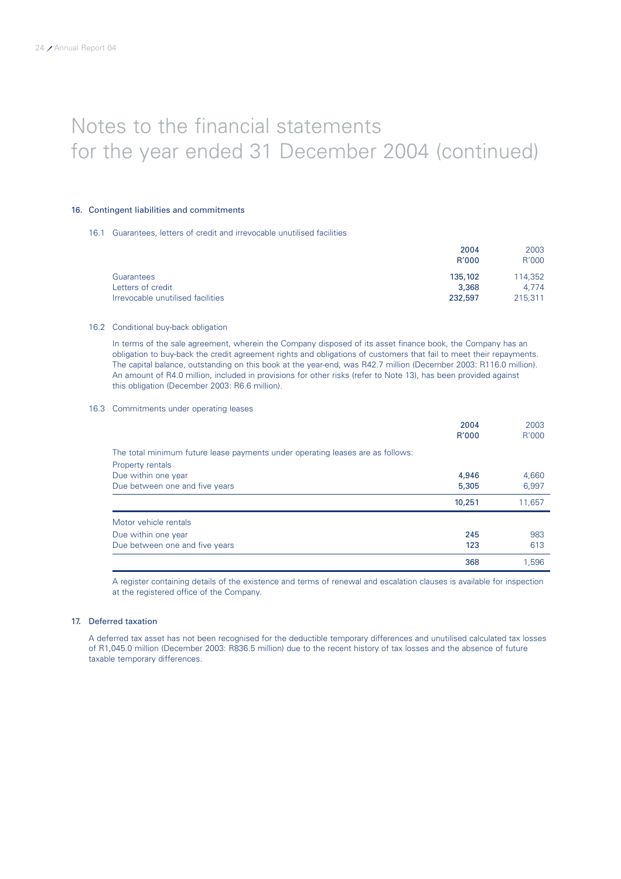# Notes to the financial statements for the year ended 31 December 2004 (continued)

## 16. Contingent liabilities and commitments

### 16.1 Guarantees, letters of credit and irrevocable unutilised facilities

| | 2004 R'000 | 2003 R'000 |
|---|---|---|
| Guarantees | **135,102** | 114,352 |
| Letters of credit | **3,368** | 4,774 |
| Irrevocable unutilised facilities | **232,597** | 215,311 |

### 16.2 Conditional buy-back obligation

In terms of the sale agreement, wherein the Company disposed of its asset finance book, the Company has an obligation to buy-back the credit agreement rights and obligations of customers that fail to meet their repayments. The capital balance, outstanding on this book at the year-end, was R42.7 million (December 2003: R116.0 million). An amount of R4.0 million, included in provisions for other risks (refer to Note 13), has been provided against this obligation (December 2003: R6.6 million).

### 16.3 Commitments under operating leases

| | 2004 R'000 | 2003 R'000 |
|---|---|---|
| The total minimum future lease payments under operating leases are as follows: | | |
| Property rentals | | |
| Due within one year | **4,946** | 4,660 |
| Due between one and five years | **5,305** | 6,997 |
| | **10,251** | 11,657 |
| Motor vehicle rentals | | |
| Due within one year | **245** | 983 |
| Due between one and five years | **123** | 613 |
| | **368** | 1,596 |

A register containing details of the existence and terms of renewal and escalation clauses is available for inspection at the registered office of the Company.

## 17. Deferred taxation

A deferred tax asset has not been recognised for the deductible temporary differences and unutilised calculated tax losses of R1,045.0 million (December 2003: R836.5 million) due to the recent history of tax losses and the absence of future taxable temporary differences.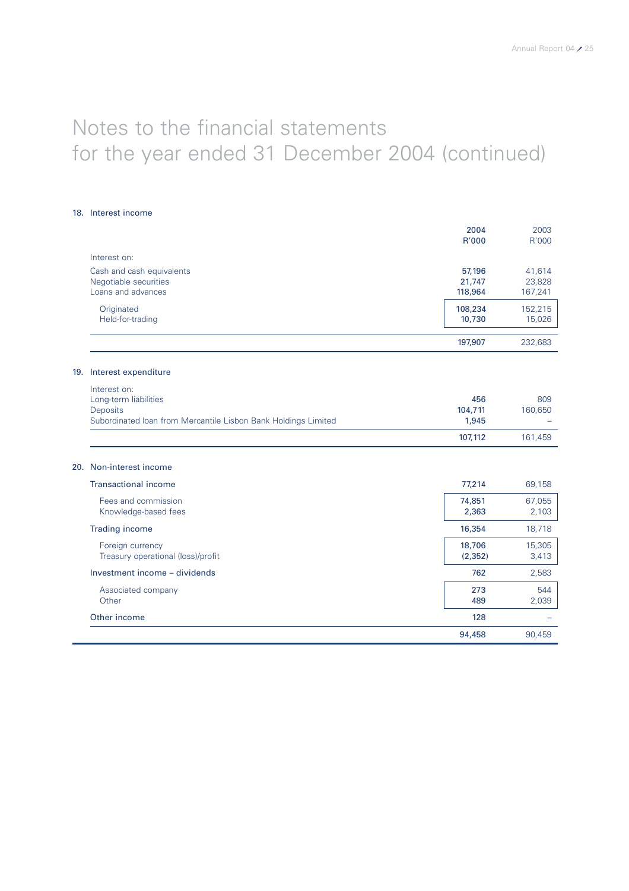# Notes to the financial statements for the year ended 31 December 2004 (continued)

## 18. Interest income

| | 2004 R'000 | 2003 R'000 |
|---|---|---|
| Interest on: | | |
| Cash and cash equivalents | 57,196 | 41,614 |
| Negotiable securities | 21,747 | 23,828 |
| Loans and advances | 118,964 | 167,241 |
| Originated | 108,234 | 152,215 |
| Held-for-trading | 10,730 | 15,026 |
| | 197,907 | 232,683 |

## 19. Interest expenditure

| | 2004 R'000 | 2003 R'000 |
|---|---|---|
| Interest on: | | |
| Long-term liabilities | 456 | 809 |
| Deposits | 104,711 | 160,650 |
| Subordinated loan from Mercantile Lisbon Bank Holdings Limited | 1,945 | – |
| | 107,112 | 161,459 |

## 20. Non-interest income

| | 2004 R'000 | 2003 R'000 |
|---|---|---|
| Transactional income | 77,214 | 69,158 |
| Fees and commission | 74,851 | 67,055 |
| Knowledge-based fees | 2,363 | 2,103 |
| Trading income | 16,354 | 18,718 |
| Foreign currency | 18,706 | 15,305 |
| Treasury operational (loss)/profit | (2,352) | 3,413 |
| Investment income – dividends | 762 | 2,583 |
| Associated company | 273 | 544 |
| Other | 489 | 2,039 |
| Other income | 128 | – |
| | 94,458 | 90,459 |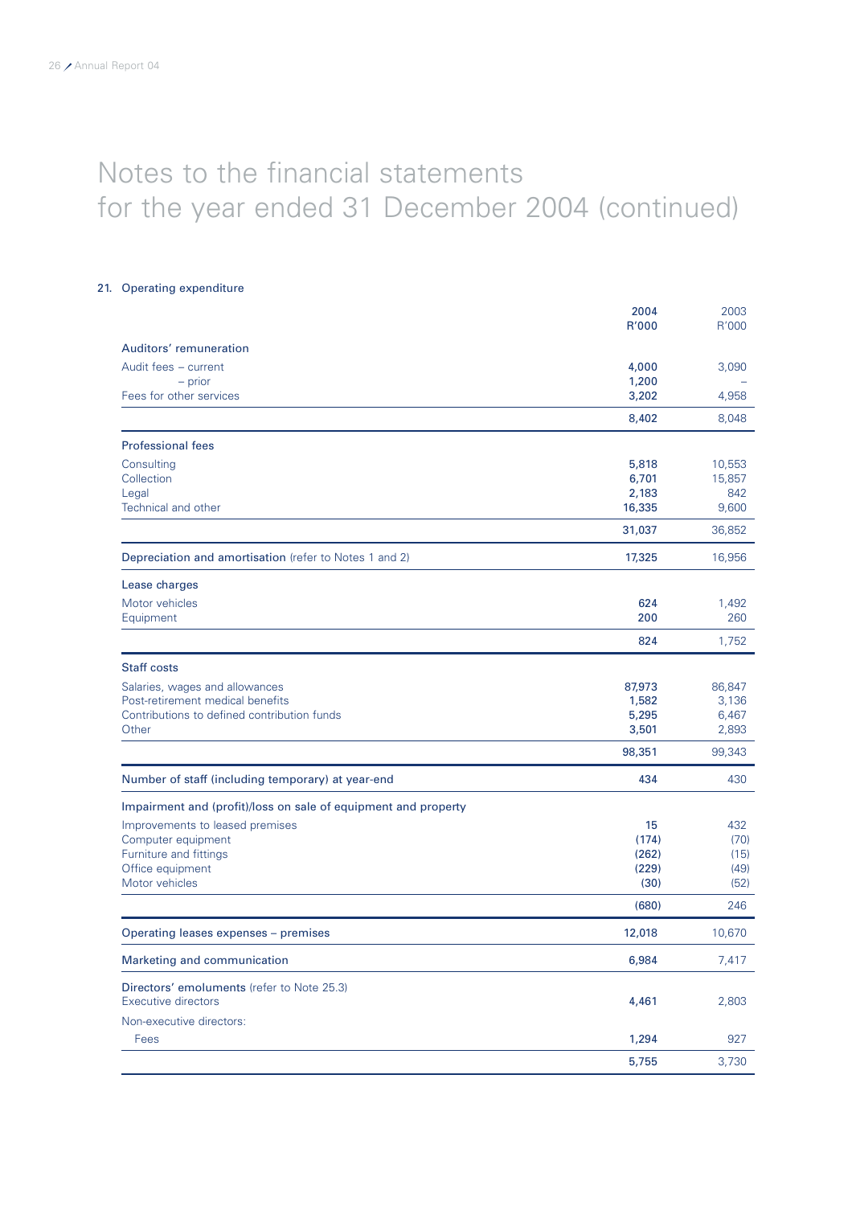# Notes to the financial statements for the year ended 31 December 2004 (continued)

## 21. Operating expenditure

| | 2004 R'000 | 2003 R'000 |
|---|---|---|
| **Auditors' remuneration** | | |
| Audit fees – current | 4,000 | 3,090 |
| – prior | 1,200 | – |
| Fees for other services | 3,202 | 4,958 |
| | 8,402 | 8,048 |
| **Professional fees** | | |
| Consulting | 5,818 | 10,553 |
| Collection | 6,701 | 15,857 |
| Legal | 2,183 | 842 |
| Technical and other | 16,335 | 9,600 |
| | 31,037 | 36,852 |
| **Depreciation and amortisation** (refer to Notes 1 and 2) | 17,325 | 16,956 |
| **Lease charges** | | |
| Motor vehicles | 624 | 1,492 |
| Equipment | 200 | 260 |
| | 824 | 1,752 |
| **Staff costs** | | |
| Salaries, wages and allowances | 87,973 | 86,847 |
| Post-retirement medical benefits | 1,582 | 3,136 |
| Contributions to defined contribution funds | 5,295 | 6,467 |
| Other | 3,501 | 2,893 |
| | 98,351 | 99,343 |
| **Number of staff (including temporary) at year-end** | 434 | 430 |
| **Impairment and (profit)/loss on sale of equipment and property** | | |
| Improvements to leased premises | 15 | 432 |
| Computer equipment | (174) | (70) |
| Furniture and fittings | (262) | (15) |
| Office equipment | (229) | (49) |
| Motor vehicles | (30) | (52) |
| | (680) | 246 |
| **Operating leases expenses – premises** | 12,018 | 10,670 |
| **Marketing and communication** | 6,984 | 7,417 |
| **Directors' emoluments** (refer to Note 25.3) | | |
| Executive directors | 4,461 | 2,803 |
| Non-executive directors: | | |
| Fees | 1,294 | 927 |
| | 5,755 | 3,730 |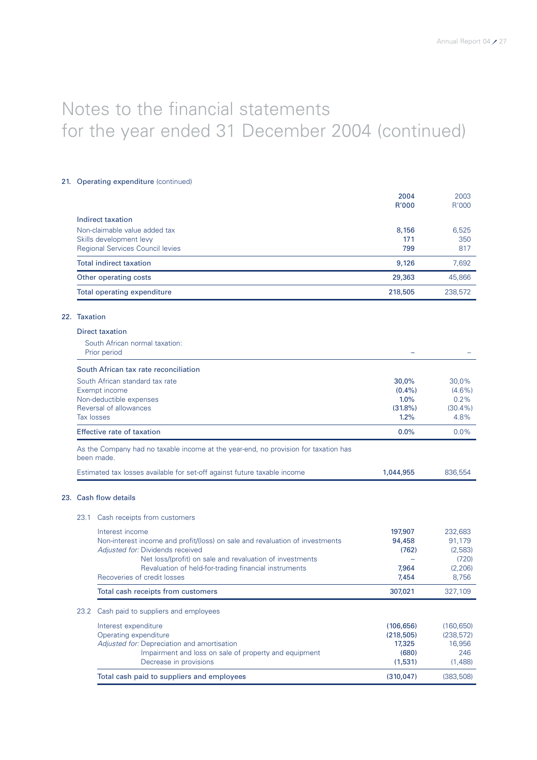# Notes to the financial statements for the year ended 31 December 2004 (continued)

## 21. Operating expenditure (continued)

| | 2004 R'000 | 2003 R'000 |
|---|---|---|
| **Indirect taxation** | | |
| Non-claimable value added tax | 8,156 | 6,525 |
| Skills development levy | 171 | 350 |
| Regional Services Council levies | 799 | 817 |
| **Total indirect taxation** | 9,126 | 7,692 |
| **Other operating costs** | 29,363 | 45,866 |
| **Total operating expenditure** | 218,505 | 238,572 |

## 22. Taxation

| | 2004 | 2003 |
|---|---|---|
| **Direct taxation** | | |
| South African normal taxation: | | |
| Prior period | – | – |
| **South African tax rate reconciliation** | | |
| South African standard tax rate | 30,0% | 30,0% |
| Exempt income | (0.4%) | (4.6%) |
| Non-deductible expenses | 1.0% | 0.2% |
| Reversal of allowances | (31.8%) | (30.4%) |
| Tax losses | 1.2% | 4.8% |
| **Effective rate of taxation** | 0.0% | 0.0% |

As the Company had no taxable income at the year-end, no provision for taxation has been made.

| | 2004 | 2003 |
|---|---|---|
| Estimated tax losses available for set-off against future taxable income | 1,044,955 | 836,554 |

## 23. Cash flow details

### 23.1 Cash receipts from customers

| | 2004 | 2003 |
|---|---|---|
| Interest income | 197,907 | 232,683 |
| Non-interest income and profit/(loss) on sale and revaluation of investments | 94,458 | 91,179 |
| *Adjusted for:* Dividends received | (762) | (2,583) |
| Net loss/(profit) on sale and revaluation of investments | – | (720) |
| Revaluation of held-for-trading financial instruments | 7,964 | (2,206) |
| Recoveries of credit losses | 7,454 | 8,756 |
| **Total cash receipts from customers** | 307,021 | 327,109 |

### 23.2 Cash paid to suppliers and employees

| | 2004 | 2003 |
|---|---|---|
| Interest expenditure | (106,656) | (160,650) |
| Operating expenditure | (218,505) | (238,572) |
| *Adjusted for:* Depreciation and amortisation | 17,325 | 16,956 |
| Impairment and loss on sale of property and equipment | (680) | 246 |
| Decrease in provisions | (1,531) | (1,488) |
| **Total cash paid to suppliers and employees** | (310,047) | (383,508) |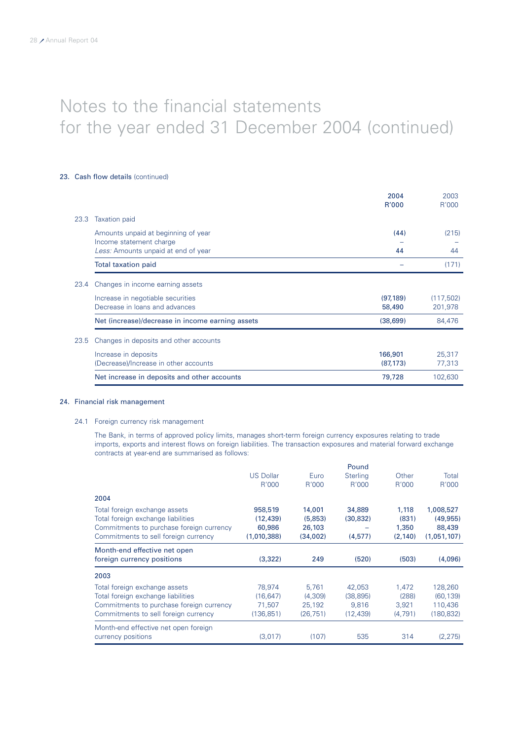# Notes to the financial statements for the year ended 31 December 2004 (continued)

## 23. Cash flow details (continued)

| | | 2004 R'000 | 2003 R'000 |
|---|---|---|---|
| 23.3 | Taxation paid | | |
| | Amounts unpaid at beginning of year | (44) | (215) |
| | Income statement charge | – | – |
| | *Less:* Amounts unpaid at end of year | 44 | 44 |
| | Total taxation paid | – | (171) |
| 23.4 | Changes in income earning assets | | |
| | Increase in negotiable securities | (97,189) | (117,502) |
| | Decrease in loans and advances | 58,490 | 201,978 |
| | Net (increase)/decrease in income earning assets | (38,699) | 84,476 |
| 23.5 | Changes in deposits and other accounts | | |
| | Increase in deposits | 166,901 | 25,317 |
| | (Decrease)/Increase in other accounts | (87,173) | 77,313 |
| | Net increase in deposits and other accounts | 79,728 | 102,630 |

## 24. Financial risk management

### 24.1 Foreign currency risk management

The Bank, in terms of approved policy limits, manages short-term foreign currency exposures relating to trade imports, exports and interest flows on foreign liabilities. The transaction exposures and material forward exchange contracts at year-end are summarised as follows:

| | US Dollar R'000 | Euro R'000 | Pound Sterling R'000 | Other R'000 | Total R'000 |
|---|---|---|---|---|---|
| **2004** | | | | | |
| Total foreign exchange assets | 958,519 | 14,001 | 34,889 | 1,118 | 1,008,527 |
| Total foreign exchange liabilities | (12,439) | (5,853) | (30,832) | (831) | (49,955) |
| Commitments to purchase foreign currency | 60,986 | 26,103 | – | 1,350 | 88,439 |
| Commitments to sell foreign currency | (1,010,388) | (34,002) | (4,577) | (2,140) | (1,051,107) |
| Month-end effective net open foreign currency positions | (3,322) | 249 | (520) | (503) | (4,096) |
| **2003** | | | | | |
| Total foreign exchange assets | 78,974 | 5,761 | 42,053 | 1,472 | 128,260 |
| Total foreign exchange liabilities | (16,647) | (4,309) | (38,895) | (288) | (60,139) |
| Commitments to purchase foreign currency | 71,507 | 25,192 | 9,816 | 3,921 | 110,436 |
| Commitments to sell foreign currency | (136,851) | (26,751) | (12,439) | (4,791) | (180,832) |
| Month-end effective net open foreign currency positions | (3,017) | (107) | 535 | 314 | (2,275) |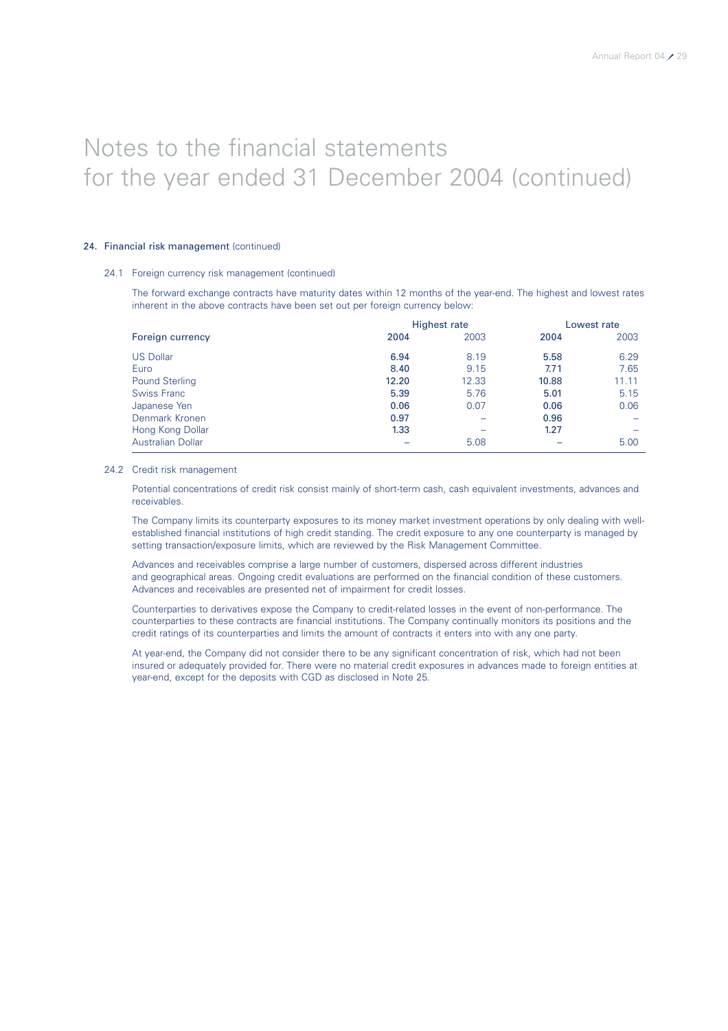# Notes to the financial statements for the year ended 31 December 2004 (continued)

### 24. Financial risk management (continued)

#### 24.1 Foreign currency risk management (continued)

The forward exchange contracts have maturity dates within 12 months of the year-end. The highest and lowest rates inherent in the above contracts have been set out per foreign currency below:

| | Highest rate | | Lowest rate | |
|---|---|---|---|---|
| Foreign currency | **2004** | 2003 | **2004** | 2003 |
| US Dollar | **6.94** | 8.19 | **5.58** | 6.29 |
| Euro | **8.40** | 9.15 | **7.71** | 7.65 |
| Pound Sterling | **12.20** | 12.33 | **10.88** | 11.11 |
| Swiss Franc | **5.39** | 5.76 | **5.01** | 5.15 |
| Japanese Yen | **0.06** | 0.07 | **0.06** | 0.06 |
| Denmark Kronen | **0.97** | – | **0.96** | – |
| Hong Kong Dollar | **1.33** | – | **1.27** | – |
| Australian Dollar | **–** | 5.08 | **–** | 5.00 |

#### 24.2 Credit risk management

Potential concentrations of credit risk consist mainly of short-term cash, cash equivalent investments, advances and receivables.

The Company limits its counterparty exposures to its money market investment operations by only dealing with well-established financial institutions of high credit standing. The credit exposure to any one counterparty is managed by setting transaction/exposure limits, which are reviewed by the Risk Management Committee.

Advances and receivables comprise a large number of customers, dispersed across different industries and geographical areas. Ongoing credit evaluations are performed on the financial condition of these customers. Advances and receivables are presented net of impairment for credit losses.

Counterparties to derivatives expose the Company to credit-related losses in the event of non-performance. The counterparties to these contracts are financial institutions. The Company continually monitors its positions and the credit ratings of its counterparties and limits the amount of contracts it enters into with any one party.

At year-end, the Company did not consider there to be any significant concentration of risk, which had not been insured or adequately provided for. There were no material credit exposures in advances made to foreign entities at year-end, except for the deposits with CGD as disclosed in Note 25.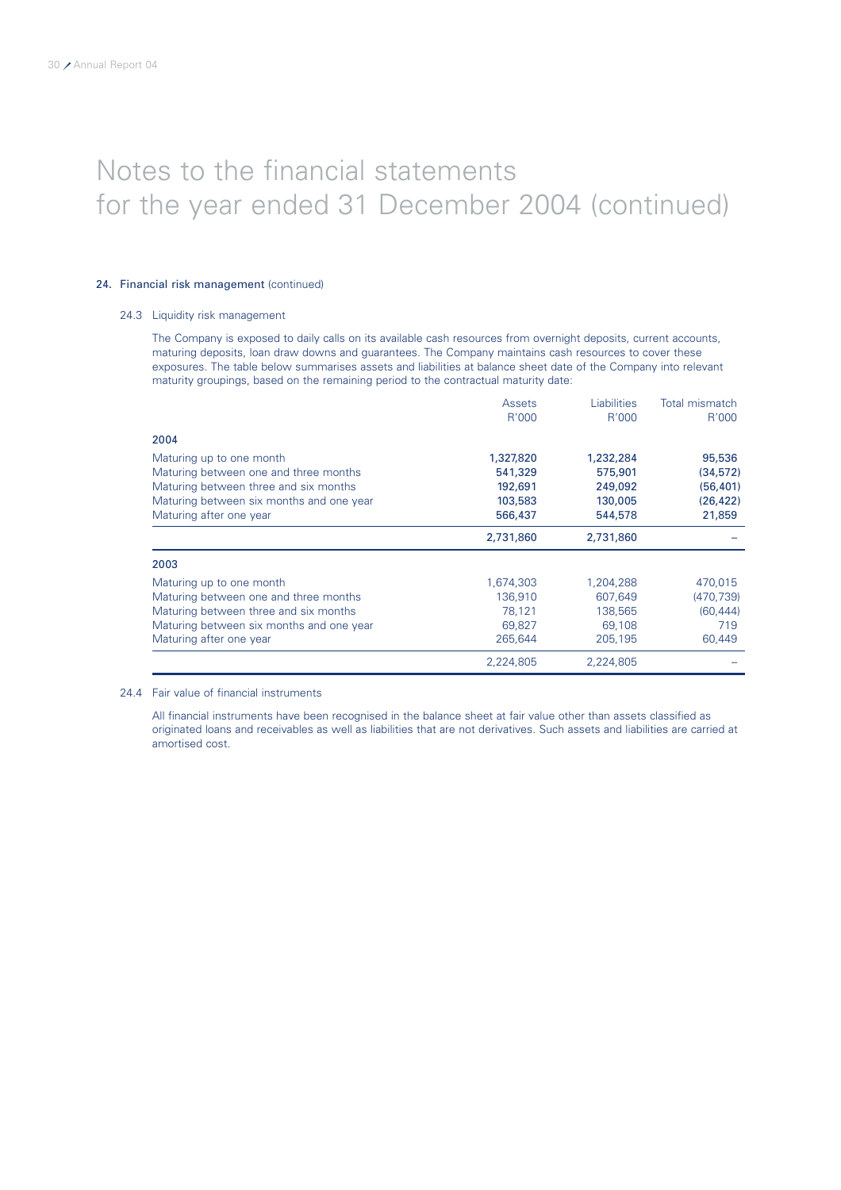# Notes to the financial statements for the year ended 31 December 2004 (continued)

## 24. Financial risk management (continued)

### 24.3 Liquidity risk management

The Company is exposed to daily calls on its available cash resources from overnight deposits, current accounts, maturing deposits, loan draw downs and guarantees. The Company maintains cash resources to cover these exposures. The table below summarises assets and liabilities at balance sheet date of the Company into relevant maturity groupings, based on the remaining period to the contractual maturity date:

| | Assets R'000 | Liabilities R'000 | Total mismatch R'000 |
|---|---|---|---|
| **2004** | | | |
| Maturing up to one month | **1,327,820** | **1,232,284** | **95,536** |
| Maturing between one and three months | **541,329** | **575,901** | **(34,572)** |
| Maturing between three and six months | **192,691** | **249,092** | **(56,401)** |
| Maturing between six months and one year | **103,583** | **130,005** | **(26,422)** |
| Maturing after one year | **566,437** | **544,578** | **21,859** |
| | **2,731,860** | **2,731,860** | **–** |
| **2003** | | | |
| Maturing up to one month | 1,674,303 | 1,204,288 | 470,015 |
| Maturing between one and three months | 136,910 | 607,649 | (470,739) |
| Maturing between three and six months | 78,121 | 138,565 | (60,444) |
| Maturing between six months and one year | 69,827 | 69,108 | 719 |
| Maturing after one year | 265,644 | 205,195 | 60,449 |
| | 2,224,805 | 2,224,805 | – |

### 24.4 Fair value of financial instruments

All financial instruments have been recognised in the balance sheet at fair value other than assets classified as originated loans and receivables as well as liabilities that are not derivatives. Such assets and liabilities are carried at amortised cost.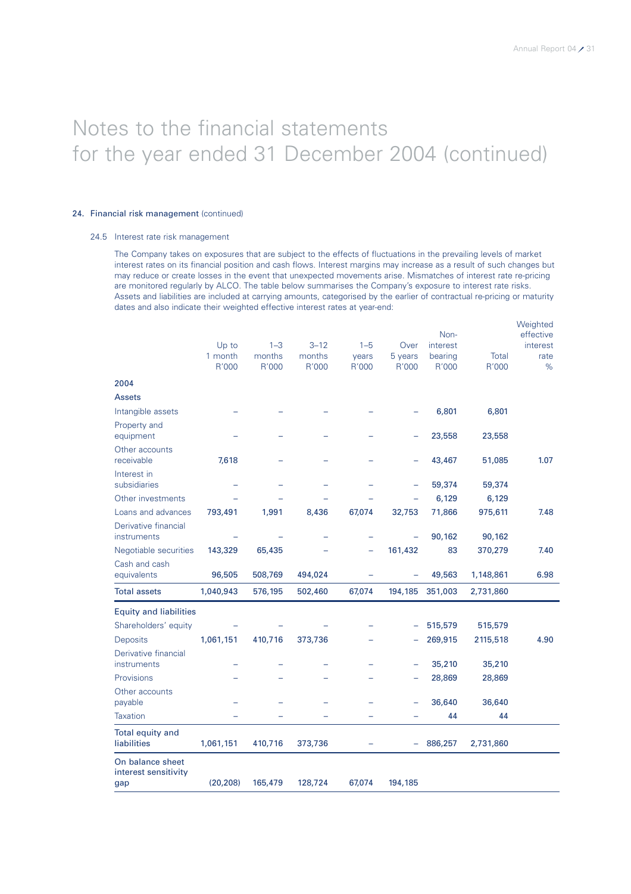# Notes to the financial statements for the year ended 31 December 2004 (continued)

## 24. Financial risk management (continued)

### 24.5 Interest rate risk management

The Company takes on exposures that are subject to the effects of fluctuations in the prevailing levels of market interest rates on its financial position and cash flows. Interest margins may increase as a result of such changes but may reduce or create losses in the event that unexpected movements arise. Mismatches of interest rate re-pricing are monitored regularly by ALCO. The table below summarises the Company's exposure to interest rate risks. Assets and liabilities are included at carrying amounts, categorised by the earlier of contractual re-pricing or maturity dates and also indicate their weighted effective interest rates at year-end:

| | Up to 1 month R'000 | 1–3 months R'000 | 3–12 months R'000 | 1–5 years R'000 | Over 5 years R'000 | Non-interest bearing R'000 | Total R'000 | Weighted effective interest rate % |
|---|---|---|---|---|---|---|---|---|
| **2004** | | | | | | | | |
| **Assets** | | | | | | | | |
| Intangible assets | – | – | – | – | – | 6,801 | 6,801 | |
| Property and equipment | – | – | – | – | – | 23,558 | 23,558 | |
| Other accounts receivable | 7,618 | – | – | – | – | 43,467 | 51,085 | 1.07 |
| Interest in subsidiaries | – | – | – | – | – | 59,374 | 59,374 | |
| Other investments | – | – | – | – | – | 6,129 | 6,129 | |
| Loans and advances | 793,491 | 1,991 | 8,436 | 67,074 | 32,753 | 71,866 | 975,611 | 7.48 |
| Derivative financial instruments | – | – | – | – | – | 90,162 | 90,162 | |
| Negotiable securities | 143,329 | 65,435 | – | – | 161,432 | 83 | 370,279 | 7.40 |
| Cash and cash equivalents | 96,505 | 508,769 | 494,024 | – | – | 49,563 | 1,148,861 | 6.98 |
| **Total assets** | 1,040,943 | 576,195 | 502,460 | 67,074 | 194,185 | 351,003 | 2,731,860 | |
| **Equity and liabilities** | | | | | | | | |
| Shareholders' equity | – | – | – | – | – | 515,579 | 515,579 | |
| Deposits | 1,061,151 | 410,716 | 373,736 | – | – | 269,915 | 2115,518 | 4.90 |
| Derivative financial instruments | – | – | – | – | – | 35,210 | 35,210 | |
| Provisions | – | – | – | – | – | 28,869 | 28,869 | |
| Other accounts payable | – | – | – | – | – | 36,640 | 36,640 | |
| Taxation | – | – | – | – | – | 44 | 44 | |
| **Total equity and liabilities** | 1,061,151 | 410,716 | 373,736 | – | – | 886,257 | 2,731,860 | |
| **On balance sheet interest sensitivity gap** | (20,208) | 165,479 | 128,724 | 67,074 | 194,185 | | | |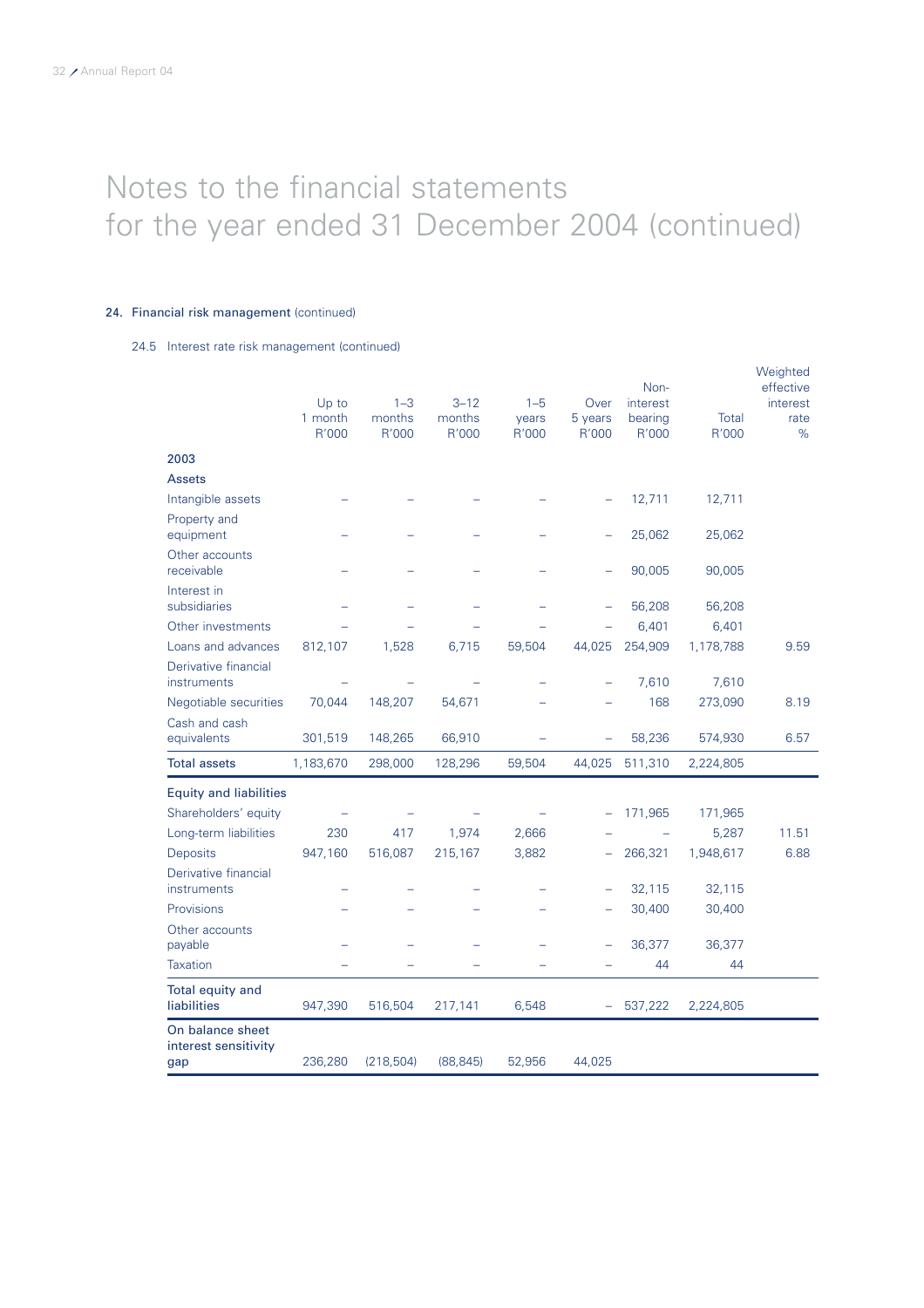# Notes to the financial statements for the year ended 31 December 2004 (continued)

### 24. Financial risk management (continued)

#### 24.5 Interest rate risk management (continued)

| | Up to 1 month R'000 | 1–3 months R'000 | 3–12 months R'000 | 1–5 years R'000 | Over 5 years R'000 | Non-interest bearing R'000 | Total R'000 | Weighted effective interest rate % |
|---|---|---|---|---|---|---|---|---|
| **2003** | | | | | | | | |
| **Assets** | | | | | | | | |
| Intangible assets | – | – | – | – | – | 12,711 | 12,711 | |
| Property and equipment | – | – | – | – | – | 25,062 | 25,062 | |
| Other accounts receivable | – | – | – | – | – | 90,005 | 90,005 | |
| Interest in subsidiaries | – | – | – | – | – | 56,208 | 56,208 | |
| Other investments | – | – | – | – | – | 6,401 | 6,401 | |
| Loans and advances | 812,107 | 1,528 | 6,715 | 59,504 | 44,025 | 254,909 | 1,178,788 | 9.59 |
| Derivative financial instruments | – | – | – | – | – | 7,610 | 7,610 | |
| Negotiable securities | 70,044 | 148,207 | 54,671 | – | – | 168 | 273,090 | 8.19 |
| Cash and cash equivalents | 301,519 | 148,265 | 66,910 | – | – | 58,236 | 574,930 | 6.57 |
| **Total assets** | 1,183,670 | 298,000 | 128,296 | 59,504 | 44,025 | 511,310 | 2,224,805 | |
| **Equity and liabilities** | | | | | | | | |
| Shareholders' equity | – | – | – | – | – | 171,965 | 171,965 | |
| Long-term liabilities | 230 | 417 | 1,974 | 2,666 | – | – | 5,287 | 11.51 |
| Deposits | 947,160 | 516,087 | 215,167 | 3,882 | – | 266,321 | 1,948,617 | 6.88 |
| Derivative financial instruments | – | – | – | – | – | 32,115 | 32,115 | |
| Provisions | – | – | – | – | – | 30,400 | 30,400 | |
| Other accounts payable | – | – | – | – | – | 36,377 | 36,377 | |
| Taxation | – | – | – | – | – | 44 | 44 | |
| **Total equity and liabilities** | 947,390 | 516,504 | 217,141 | 6,548 | – | 537,222 | 2,224,805 | |
| **On balance sheet interest sensitivity gap** | 236,280 | (218,504) | (88,845) | 52,956 | 44,025 | | | |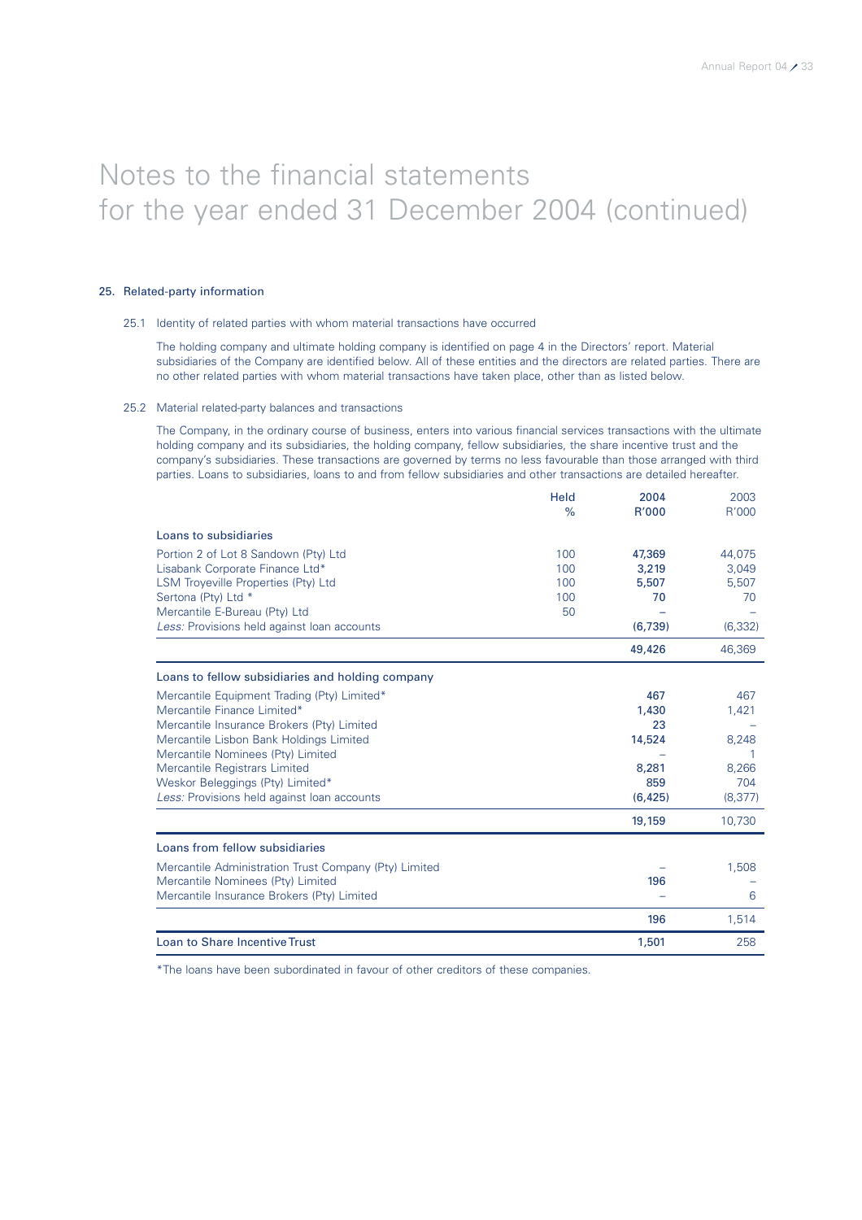# Notes to the financial statements for the year ended 31 December 2004 (continued)

## 25. Related-party information

### 25.1 Identity of related parties with whom material transactions have occurred

The holding company and ultimate holding company is identified on page 4 in the Directors' report. Material subsidiaries of the Company are identified below. All of these entities and the directors are related parties. There are no other related parties with whom material transactions have taken place, other than as listed below.

### 25.2 Material related-party balances and transactions

The Company, in the ordinary course of business, enters into various financial services transactions with the ultimate holding company and its subsidiaries, the holding company, fellow subsidiaries, the share incentive trust and the company's subsidiaries. These transactions are governed by terms no less favourable than those arranged with third parties. Loans to subsidiaries, loans to and from fellow subsidiaries and other transactions are detailed hereafter.

| | Held % | 2004 R'000 | 2003 R'000 |
|---|---|---|---|
| **Loans to subsidiaries** | | | |
| Portion 2 of Lot 8 Sandown (Pty) Ltd | 100 | **47,369** | 44,075 |
| Lisabank Corporate Finance Ltd* | 100 | **3,219** | 3,049 |
| LSM Troyeville Properties (Pty) Ltd | 100 | **5,507** | 5,507 |
| Sertona (Pty) Ltd * | 100 | **70** | 70 |
| Mercantile E-Bureau (Pty) Ltd | 50 | **–** | – |
| *Less:* Provisions held against loan accounts | | **(6,739)** | (6,332) |
| | | **49,426** | 46,369 |
| **Loans to fellow subsidiaries and holding company** | | | |
| Mercantile Equipment Trading (Pty) Limited* | | **467** | 467 |
| Mercantile Finance Limited* | | **1,430** | 1,421 |
| Mercantile Insurance Brokers (Pty) Limited | | **23** | – |
| Mercantile Lisbon Bank Holdings Limited | | **14,524** | 8,248 |
| Mercantile Nominees (Pty) Limited | | **–** | 1 |
| Mercantile Registrars Limited | | **8,281** | 8,266 |
| Weskor Beleggings (Pty) Limited* | | **859** | 704 |
| *Less:* Provisions held against loan accounts | | **(6,425)** | (8,377) |
| | | **19,159** | 10,730 |
| **Loans from fellow subsidiaries** | | | |
| Mercantile Administration Trust Company (Pty) Limited | | **–** | 1,508 |
| Mercantile Nominees (Pty) Limited | | **196** | – |
| Mercantile Insurance Brokers (Pty) Limited | | **–** | 6 |
| | | **196** | 1,514 |
| **Loan to Share Incentive Trust** | | **1,501** | 258 |

*The loans have been subordinated in favour of other creditors of these companies.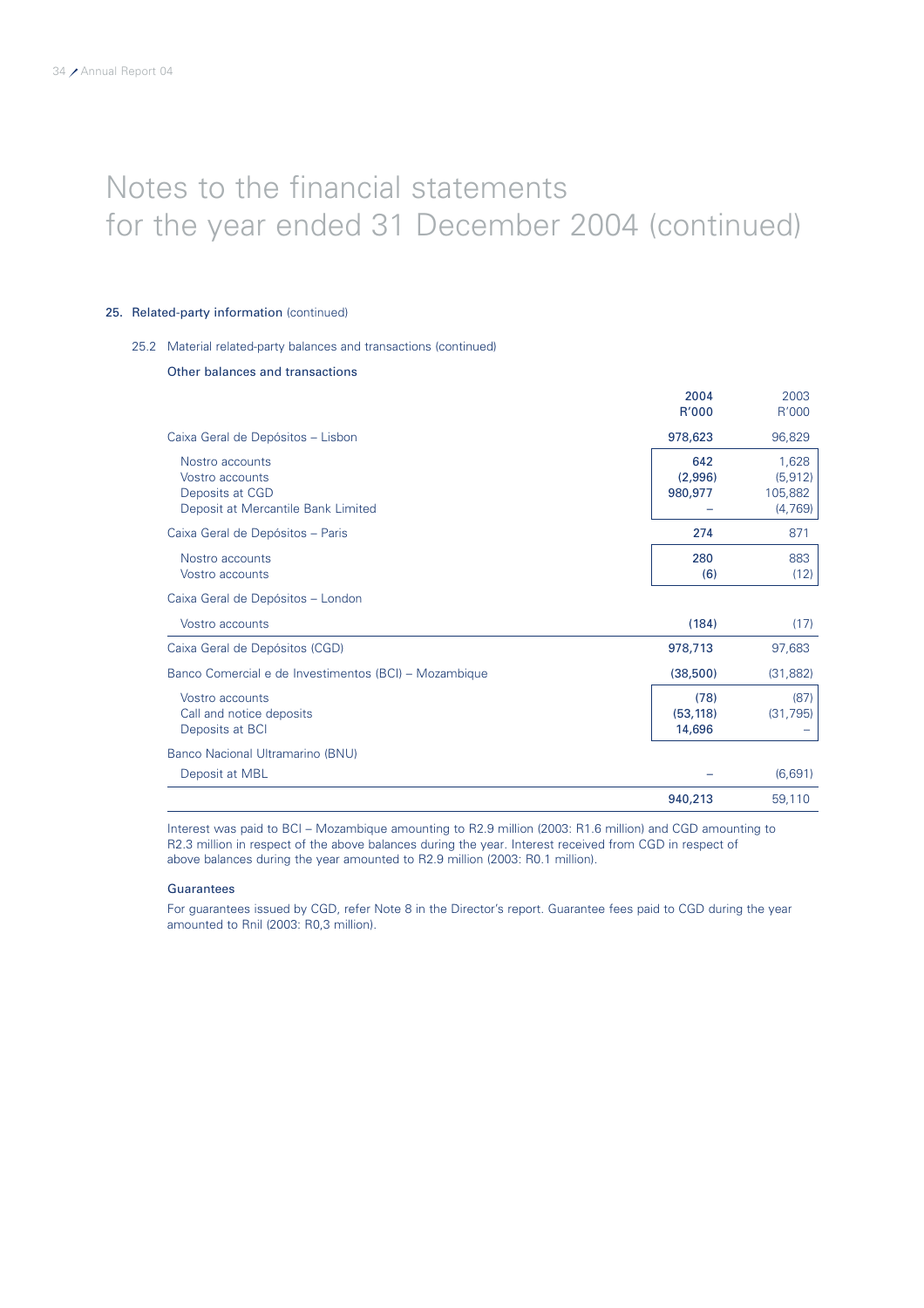# Notes to the financial statements for the year ended 31 December 2004 (continued)

## 25. Related-party information (continued)

### 25.2 Material related-party balances and transactions (continued)

**Other balances and transactions**

| | 2004 R'000 | 2003 R'000 |
|---|---|---|
| Caixa Geral de Depósitos – Lisbon | 978,623 | 96,829 |
| Nostro accounts | 642 | 1,628 |
| Vostro accounts | (2,996) | (5,912) |
| Deposits at CGD | 980,977 | 105,882 |
| Deposit at Mercantile Bank Limited | – | (4,769) |
| Caixa Geral de Depósitos – Paris | 274 | 871 |
| Nostro accounts | 280 | 883 |
| Vostro accounts | (6) | (12) |
| Caixa Geral de Depósitos – London | | |
| Vostro accounts | (184) | (17) |
| Caixa Geral de Depósitos (CGD) | 978,713 | 97,683 |
| Banco Comercial e de Investimentos (BCI) – Mozambique | (38,500) | (31,882) |
| Vostro accounts | (78) | (87) |
| Call and notice deposits | (53,118) | (31,795) |
| Deposits at BCI | 14,696 | – |
| Banco Nacional Ultramarino (BNU) | | |
| Deposit at MBL | – | (6,691) |
| | 940,213 | 59,110 |

Interest was paid to BCI – Mozambique amounting to R2.9 million (2003: R1.6 million) and CGD amounting to R2.3 million in respect of the above balances during the year. Interest received from CGD in respect of above balances during the year amounted to R2.9 million (2003: R0.1 million).

**Guarantees**

For guarantees issued by CGD, refer Note 8 in the Director's report. Guarantee fees paid to CGD during the year amounted to Rnil (2003: R0,3 million).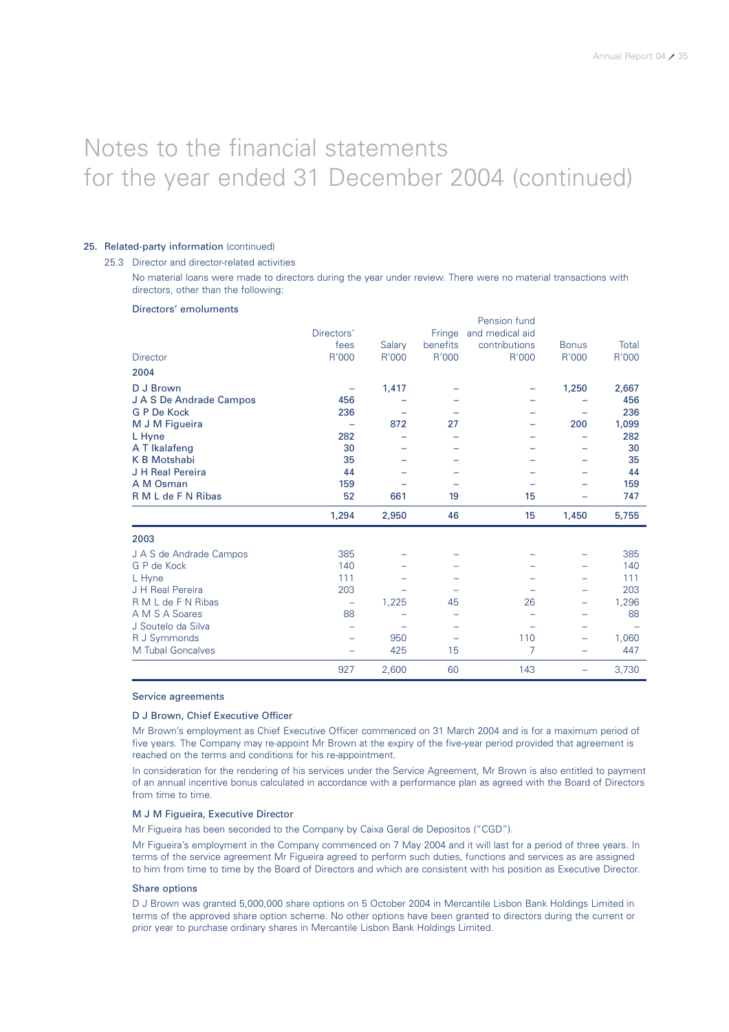# Notes to the financial statements for the year ended 31 December 2004 (continued)

## 25. Related-party information (continued)

### 25.3 Director and director-related activities

No material loans were made to directors during the year under review. There were no material transactions with directors, other than the following:

**Directors' emoluments**

| Director | Directors' fees R'000 | Salary R'000 | Fringe benefits R'000 | Pension fund and medical aid contributions R'000 | Bonus R'000 | Total R'000 |
|---|---|---|---|---|---|---|
| **2004** | | | | | | |
| D J Brown | – | 1,417 | – | – | 1,250 | 2,667 |
| J A S De Andrade Campos | 456 | – | – | – | – | 456 |
| G P De Kock | 236 | – | – | – | – | 236 |
| M J M Figueira | – | 872 | 27 | – | 200 | 1,099 |
| L Hyne | 282 | – | – | – | – | 282 |
| A T Ikalafeng | 30 | – | – | – | – | 30 |
| K B Motshabi | 35 | – | – | – | – | 35 |
| J H Real Pereira | 44 | – | – | – | – | 44 |
| A M Osman | 159 | – | – | – | – | 159 |
| R M L de F N Ribas | 52 | 661 | 19 | 15 | – | 747 |
| | 1,294 | 2,950 | 46 | 15 | 1,450 | 5,755 |
| **2003** | | | | | | |
| J A S de Andrade Campos | 385 | – | – | – | – | 385 |
| G P de Kock | 140 | – | – | – | – | 140 |
| L Hyne | 111 | – | – | – | – | 111 |
| J H Real Pereira | 203 | – | – | – | – | 203 |
| R M L de F N Ribas | – | 1,225 | 45 | 26 | – | 1,296 |
| A M S A Soares | 88 | – | – | – | – | 88 |
| J Soutelo da Silva | – | – | – | – | – | – |
| R J Symmonds | – | 950 | – | 110 | – | 1,060 |
| M Tubal Goncalves | – | 425 | 15 | 7 | – | 447 |
| | 927 | 2,600 | 60 | 143 | – | 3,730 |

**Service agreements**

**D J Brown, Chief Executive Officer**

Mr Brown's employment as Chief Executive Officer commenced on 31 March 2004 and is for a maximum period of five years. The Company may re-appoint Mr Brown at the expiry of the five-year period provided that agreement is reached on the terms and conditions for his re-appointment.

In consideration for the rendering of his services under the Service Agreement, Mr Brown is also entitled to payment of an annual incentive bonus calculated in accordance with a performance plan as agreed with the Board of Directors from time to time.

**M J M Figueira, Executive Director**

Mr Figueira has been seconded to the Company by Caixa Geral de Depositos ("CGD").

Mr Figueira's employment in the Company commenced on 7 May 2004 and it will last for a period of three years. In terms of the service agreement Mr Figueira agreed to perform such duties, functions and services as are assigned to him from time to time by the Board of Directors and which are consistent with his position as Executive Director.

**Share options**

D J Brown was granted 5,000,000 share options on 5 October 2004 in Mercantile Lisbon Bank Holdings Limited in terms of the approved share option scheme. No other options have been granted to directors during the current or prior year to purchase ordinary shares in Mercantile Lisbon Bank Holdings Limited.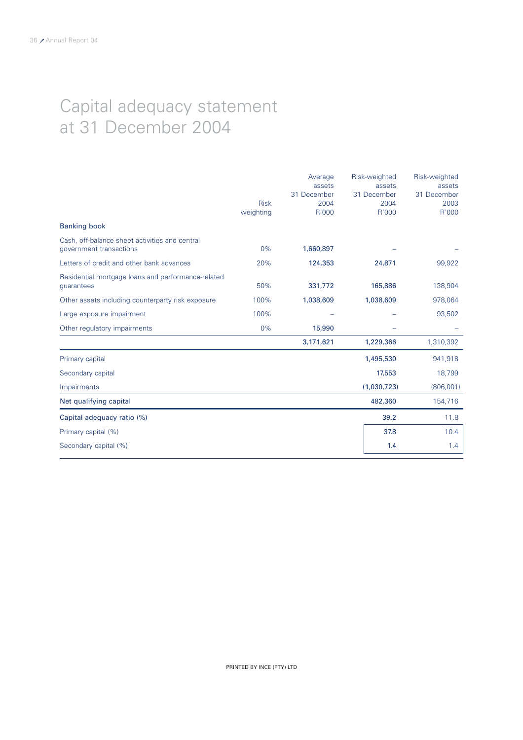# Capital adequacy statement at 31 December 2004

| | Risk weighting | Average assets 31 December 2004 R'000 | Risk-weighted assets 31 December 2004 R'000 | Risk-weighted assets 31 December 2003 R'000 |
|---|---|---|---|---|
| **Banking book** | | | | |
| Cash, off-balance sheet activities and central government transactions | 0% | 1,660,897 | – | – |
| Letters of credit and other bank advances | 20% | 124,353 | 24,871 | 99,922 |
| Residential mortgage loans and performance-related guarantees | 50% | 331,772 | 165,886 | 138,904 |
| Other assets including counterparty risk exposure | 100% | 1,038,609 | 1,038,609 | 978,064 |
| Large exposure impairment | 100% | – | – | 93,502 |
| Other regulatory impairments | 0% | 15,990 | – | – |
| | | 3,171,621 | 1,229,366 | 1,310,392 |
| Primary capital | | | 1,495,530 | 941,918 |
| Secondary capital | | | 17,553 | 18,799 |
| Impairments | | | (1,030,723) | (806,001) |
| Net qualifying capital | | | 482,360 | 154,716 |
| Capital adequacy ratio (%) | | | 39.2 | 11.8 |
| Primary capital (%) | | | 37.8 | 10.4 |
| Secondary capital (%) | | | 1.4 | 1.4 |

PRINTED BY INCE (PTY) LTD